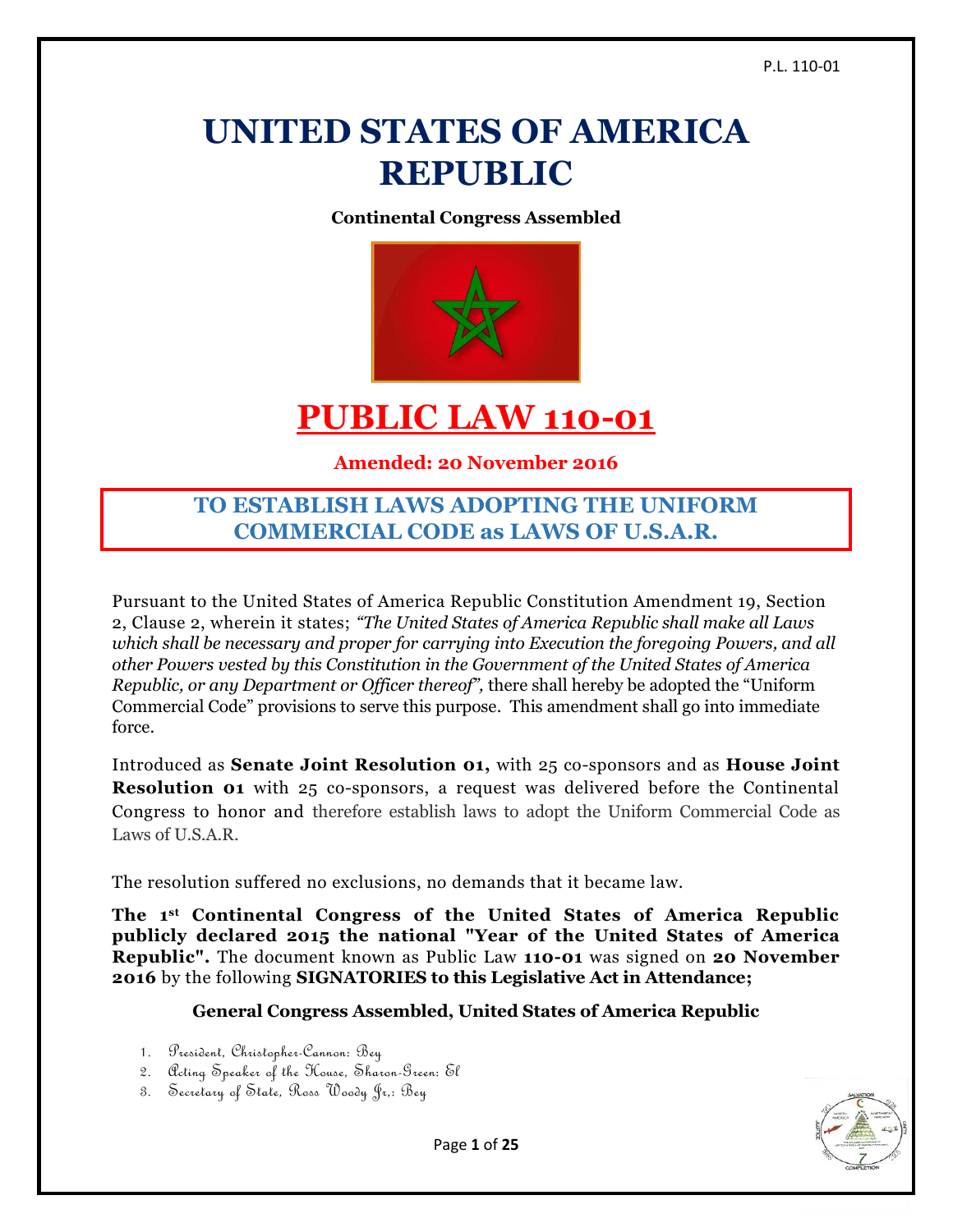# UNITED STATES OF AMERICA REPUBLIC

**Continental Congress Assembled**

# PUBLIC LAW 110-01

**Amended: 20 November 2016**

## TO ESTABLISH LAWS ADOPTING THE UNIFORM COMMERCIAL CODE as LAWS OF U.S.A.R.

Pursuant to the United States of America Republic Constitution Amendment 19, Section 2, Clause 2, wherein it states; *"The United States of America Republic shall make all Laws which shall be necessary and proper for carrying into Execution the foregoing Powers, and all other Powers vested by this Constitution in the Government of the United States of America Republic, or any Department or Officer thereof",* there shall hereby be adopted the "Uniform Commercial Code" provisions to serve this purpose. This amendment shall go into immediate force.

Introduced as **Senate Joint Resolution 01,** with 25 co-sponsors and as **House Joint Resolution 01** with 25 co-sponsors, a request was delivered before the Continental Congress to honor and therefore establish laws to adopt the Uniform Commercial Code as Laws of U.S.A.R.

The resolution suffered no exclusions, no demands that it became law.

**The 1st Continental Congress of the United States of America Republic publicly declared 2015 the national "Year of the United States of America Republic".** The document known as Public Law **110-01** was signed on **20 November 2016** by the following **SIGNATORIES to this Legislative Act in Attendance;**

**General Congress Assembled, United States of America Republic**

1. President, Christopher-Cannon: Bey
2. Acting Speaker of the House, Sharon-Green: El
3. Secretary of State, Ross Woody Jr,: Bey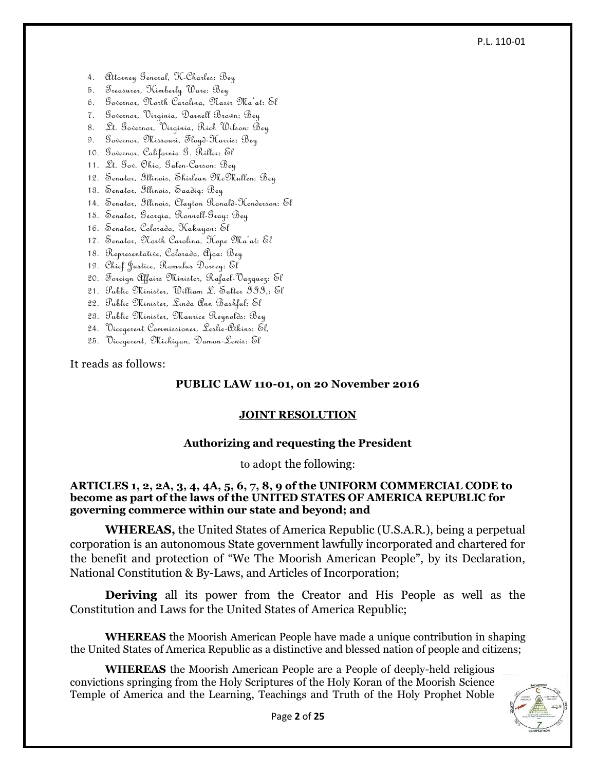4. Attorney General, K-Charles: Bey
5. Treasurer, Kimberly Ware: Bey
6. Governor, North Carolina, Nasir Ma'at: El
7. Governor, Virginia, Darnell Brown: Bey
8. Lt. Governor, Virginia, Rich Wilson: Bey
9. Governor, Missouri, Floyd-Harris: Bey
10. Governor, California G. Riller: El
11. Lt. Gov. Ohio, Galen-Carson: Bey
12. Senator, Illinois, Shirlean McMullen: Bey
13. Senator, Illinois, Saadiq: Bey
14. Senator, Illinois, Clayton Ronald-Henderson: El
15. Senator, Georgia, Ronnell-Gray: Bey
16. Senator, Colorado, Kakuyon: El
17. Senator, North Carolina, Hope Ma'at: El
18. Representative, Colorado, Ajoa: Bey
19. Chief Justice, Romulus Dorsey: El
20. Foreign Affairs Minister, Rafael-Vazquez: El
21. Public Minister, William L. Salter III,: El
22. Public Minister, Linda Ann Bashful: El
23. Public Minister, Maurice Reynolds: Bey
24. Vicegerent Commissioner, Leslie-Atkins: El,
25. Vicegerent, Michigan, Damon-Lewis: El

It reads as follows:

**PUBLIC LAW 110-01, on 20 November 2016**

**JOINT RESOLUTION**

**Authorizing and requesting the President**

to adopt the following:

**ARTICLES 1, 2, 2A, 3, 4, 4A, 5, 6, 7, 8, 9 of the UNIFORM COMMERCIAL CODE to become as part of the laws of the UNITED STATES OF AMERICA REPUBLIC for governing commerce within our state and beyond; and**

**WHEREAS,** the United States of America Republic (U.S.A.R.), being a perpetual corporation is an autonomous State government lawfully incorporated and chartered for the benefit and protection of "We The Moorish American People", by its Declaration, National Constitution & By-Laws, and Articles of Incorporation;

**Deriving** all its power from the Creator and His People as well as the Constitution and Laws for the United States of America Republic;

**WHEREAS** the Moorish American People have made a unique contribution in shaping the United States of America Republic as a distinctive and blessed nation of people and citizens;

**WHEREAS** the Moorish American People are a People of deeply-held religious convictions springing from the Holy Scriptures of the Holy Koran of the Moorish Science Temple of America and the Learning, Teachings and Truth of the Holy Prophet Noble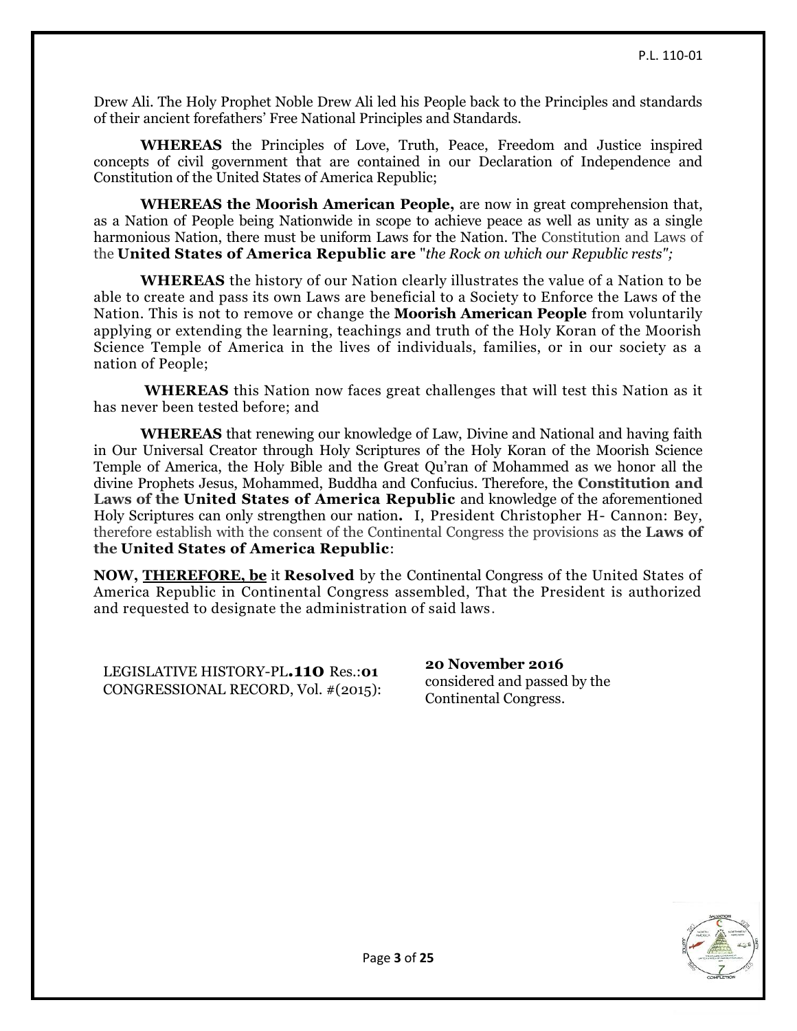Drew Ali. The Holy Prophet Noble Drew Ali led his People back to the Principles and standards of their ancient forefathers' Free National Principles and Standards.

**WHEREAS** the Principles of Love, Truth, Peace, Freedom and Justice inspired concepts of civil government that are contained in our Declaration of Independence and Constitution of the United States of America Republic;

**WHEREAS the Moorish American People,** are now in great comprehension that, as a Nation of People being Nationwide in scope to achieve peace as well as unity as a single harmonious Nation, there must be uniform Laws for the Nation. The Constitution and Laws of the **United States of America Republic are** "*the Rock on which our Republic rests";*

**WHEREAS** the history of our Nation clearly illustrates the value of a Nation to be able to create and pass its own Laws are beneficial to a Society to Enforce the Laws of the Nation. This is not to remove or change the **Moorish American People** from voluntarily applying or extending the learning, teachings and truth of the Holy Koran of the Moorish Science Temple of America in the lives of individuals, families, or in our society as a nation of People;

**WHEREAS** this Nation now faces great challenges that will test this Nation as it has never been tested before; and

**WHEREAS** that renewing our knowledge of Law, Divine and National and having faith in Our Universal Creator through Holy Scriptures of the Holy Koran of the Moorish Science Temple of America, the Holy Bible and the Great Qu'ran of Mohammed as we honor all the divine Prophets Jesus, Mohammed, Buddha and Confucius. Therefore, the **Constitution and Laws of the United States of America Republic** and knowledge of the aforementioned Holy Scriptures can only strengthen our nation**.** I, President Christopher H- Cannon: Bey, therefore establish with the consent of the Continental Congress the provisions as the **Laws of the United States of America Republic**:

**NOW, <u>THEREFORE, be</u>** it **Resolved** by the Continental Congress of the United States of America Republic in Continental Congress assembled, That the President is authorized and requested to designate the administration of said laws.

LEGISLATIVE HISTORY-PL**.110** Res.:**01**
CONGRESSIONAL RECORD, Vol. #(2015):

**20 November 2016**
considered and passed by the Continental Congress.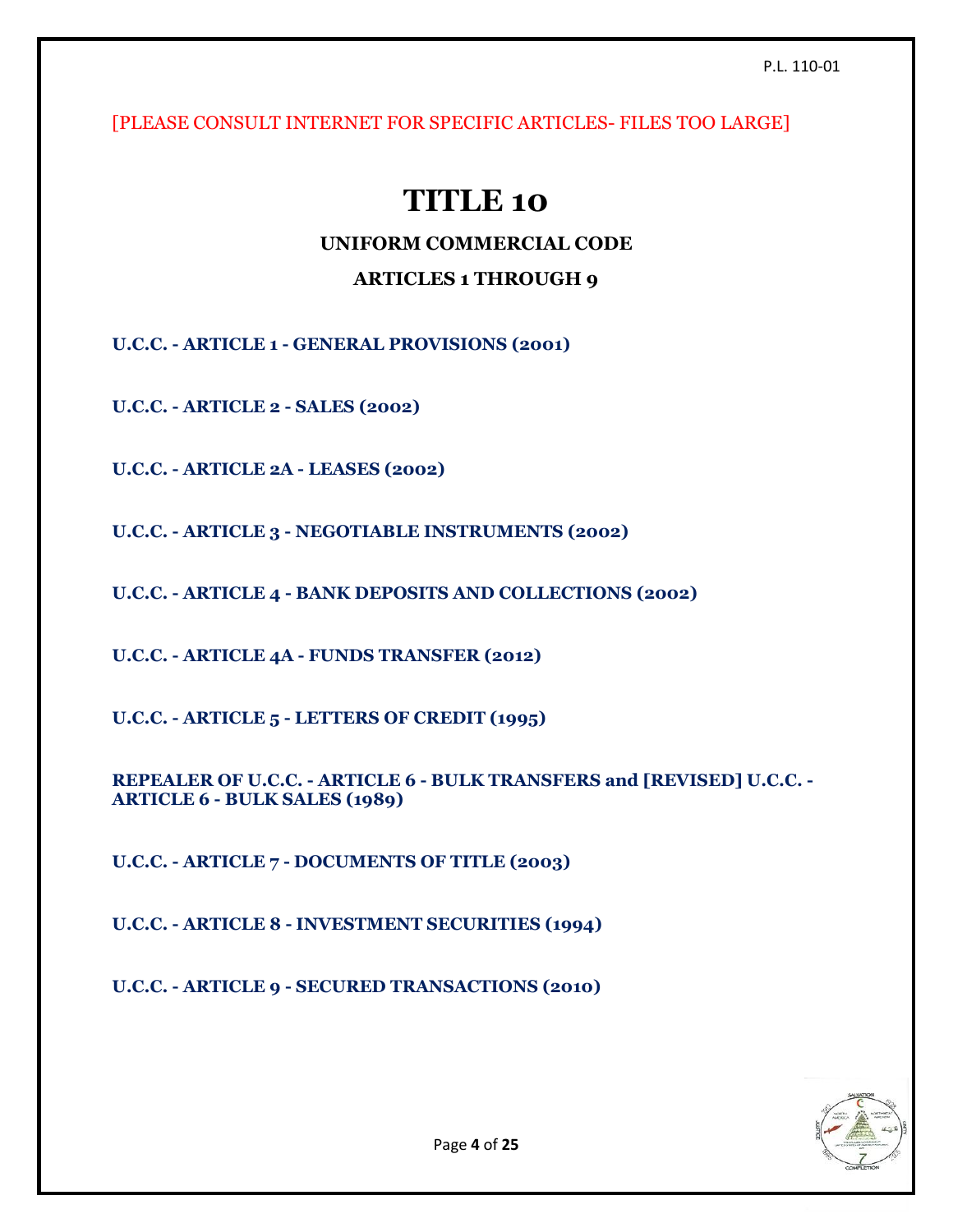[PLEASE CONSULT INTERNET FOR SPECIFIC ARTICLES- FILES TOO LARGE]

# TITLE 10

## UNIFORM COMMERCIAL CODE

## ARTICLES 1 THROUGH 9

**U.C.C. - ARTICLE 1 - GENERAL PROVISIONS (2001)**

**U.C.C. - ARTICLE 2 - SALES (2002)**

**U.C.C. - ARTICLE 2A - LEASES (2002)**

**U.C.C. - ARTICLE 3 - NEGOTIABLE INSTRUMENTS (2002)**

**U.C.C. - ARTICLE 4 - BANK DEPOSITS AND COLLECTIONS (2002)**

**U.C.C. - ARTICLE 4A - FUNDS TRANSFER (2012)**

**U.C.C. - ARTICLE 5 - LETTERS OF CREDIT (1995)**

**REPEALER OF U.C.C. - ARTICLE 6 - BULK TRANSFERS and [REVISED] U.C.C. - ARTICLE 6 - BULK SALES (1989)**

**U.C.C. - ARTICLE 7 - DOCUMENTS OF TITLE (2003)**

**U.C.C. - ARTICLE 8 - INVESTMENT SECURITIES (1994)**

**U.C.C. - ARTICLE 9 - SECURED TRANSACTIONS (2010)**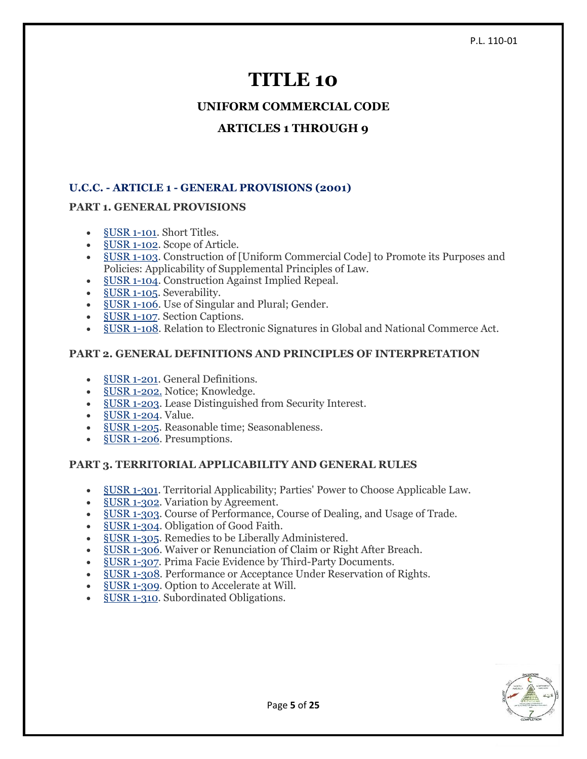# TITLE 10

## UNIFORM COMMERCIAL CODE

## ARTICLES 1 THROUGH 9

### U.C.C. - ARTICLE 1 - GENERAL PROVISIONS (2001)

#### PART 1. GENERAL PROVISIONS

- §USR 1-101. Short Titles.
- §USR 1-102. Scope of Article.
- §USR 1-103. Construction of [Uniform Commercial Code] to Promote its Purposes and Policies: Applicability of Supplemental Principles of Law.
- §USR 1-104. Construction Against Implied Repeal.
- §USR 1-105. Severability.
- §USR 1-106. Use of Singular and Plural; Gender.
- §USR 1-107. Section Captions.
- §USR 1-108. Relation to Electronic Signatures in Global and National Commerce Act.

#### PART 2. GENERAL DEFINITIONS AND PRINCIPLES OF INTERPRETATION

- §USR 1-201. General Definitions.
- §USR 1-202. Notice; Knowledge.
- §USR 1-203. Lease Distinguished from Security Interest.
- §USR 1-204. Value.
- §USR 1-205. Reasonable time; Seasonableness.
- §USR 1-206. Presumptions.

#### PART 3. TERRITORIAL APPLICABILITY AND GENERAL RULES

- §USR 1-301. Territorial Applicability; Parties' Power to Choose Applicable Law.
- §USR 1-302. Variation by Agreement.
- §USR 1-303. Course of Performance, Course of Dealing, and Usage of Trade.
- §USR 1-304. Obligation of Good Faith.
- §USR 1-305. Remedies to be Liberally Administered.
- §USR 1-306. Waiver or Renunciation of Claim or Right After Breach.
- §USR 1-307. Prima Facie Evidence by Third-Party Documents.
- §USR 1-308. Performance or Acceptance Under Reservation of Rights.
- §USR 1-309. Option to Accelerate at Will.
- §USR 1-310. Subordinated Obligations.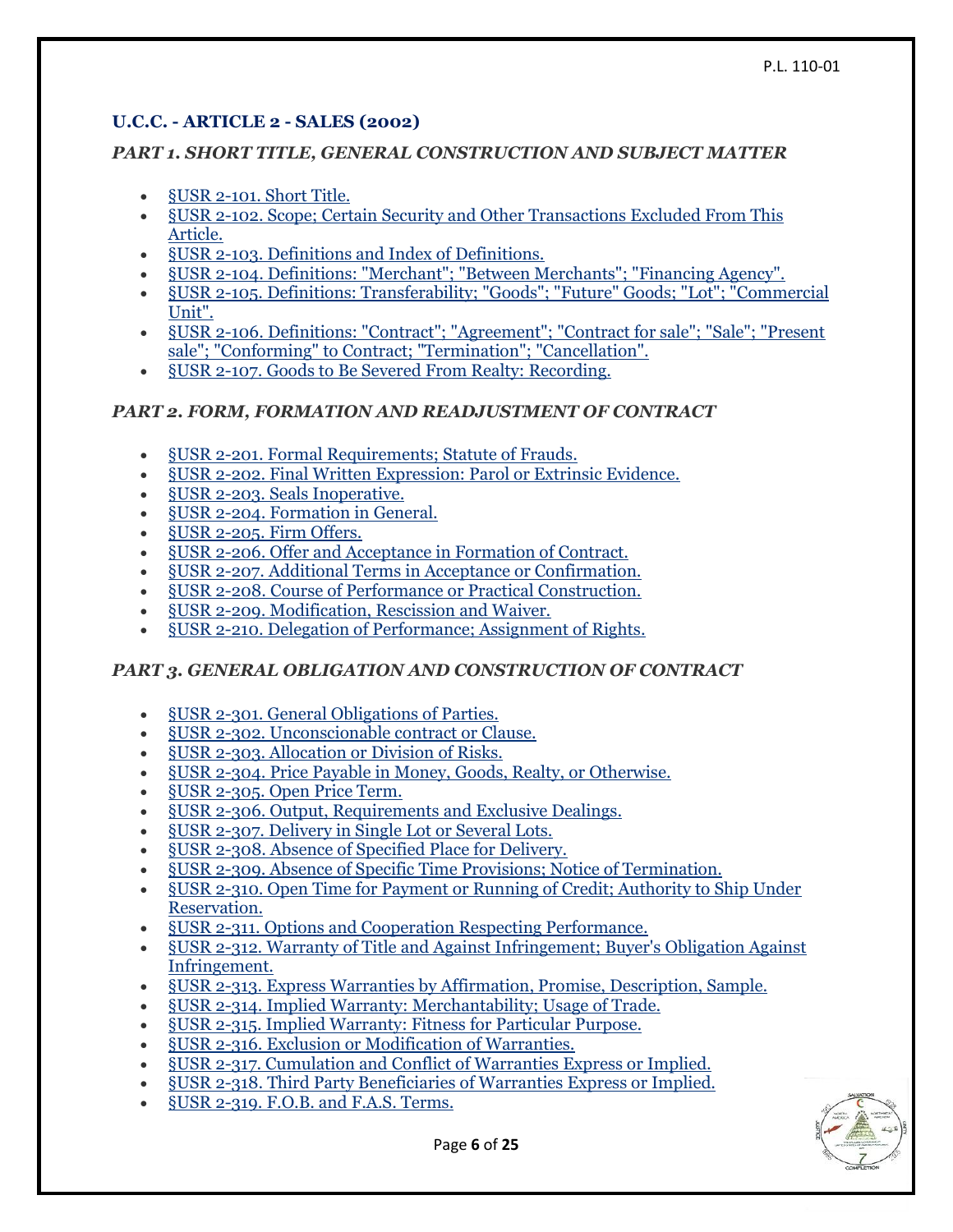## U.C.C. - ARTICLE 2 - SALES (2002)

### *PART 1. SHORT TITLE, GENERAL CONSTRUCTION AND SUBJECT MATTER*

- §USR 2-101. Short Title.
- §USR 2-102. Scope; Certain Security and Other Transactions Excluded From This Article.
- §USR 2-103. Definitions and Index of Definitions.
- §USR 2-104. Definitions: "Merchant"; "Between Merchants"; "Financing Agency".
- §USR 2-105. Definitions: Transferability; "Goods"; "Future" Goods; "Lot"; "Commercial Unit".
- §USR 2-106. Definitions: "Contract"; "Agreement"; "Contract for sale"; "Sale"; "Present sale"; "Conforming" to Contract; "Termination"; "Cancellation".
- §USR 2-107. Goods to Be Severed From Realty: Recording.

### *PART 2. FORM, FORMATION AND READJUSTMENT OF CONTRACT*

- §USR 2-201. Formal Requirements; Statute of Frauds.
- §USR 2-202. Final Written Expression: Parol or Extrinsic Evidence.
- §USR 2-203. Seals Inoperative.
- §USR 2-204. Formation in General.
- §USR 2-205. Firm Offers.
- §USR 2-206. Offer and Acceptance in Formation of Contract.
- §USR 2-207. Additional Terms in Acceptance or Confirmation.
- §USR 2-208. Course of Performance or Practical Construction.
- §USR 2-209. Modification, Rescission and Waiver.
- §USR 2-210. Delegation of Performance; Assignment of Rights.

### *PART 3. GENERAL OBLIGATION AND CONSTRUCTION OF CONTRACT*

- §USR 2-301. General Obligations of Parties.
- §USR 2-302. Unconscionable contract or Clause.
- §USR 2-303. Allocation or Division of Risks.
- §USR 2-304. Price Payable in Money, Goods, Realty, or Otherwise.
- §USR 2-305. Open Price Term.
- §USR 2-306. Output, Requirements and Exclusive Dealings.
- §USR 2-307. Delivery in Single Lot or Several Lots.
- §USR 2-308. Absence of Specified Place for Delivery.
- §USR 2-309. Absence of Specific Time Provisions; Notice of Termination.
- §USR 2-310. Open Time for Payment or Running of Credit; Authority to Ship Under Reservation.
- §USR 2-311. Options and Cooperation Respecting Performance.
- §USR 2-312. Warranty of Title and Against Infringement; Buyer's Obligation Against Infringement.
- §USR 2-313. Express Warranties by Affirmation, Promise, Description, Sample.
- §USR 2-314. Implied Warranty: Merchantability; Usage of Trade.
- §USR 2-315. Implied Warranty: Fitness for Particular Purpose.
- §USR 2-316. Exclusion or Modification of Warranties.
- §USR 2-317. Cumulation and Conflict of Warranties Express or Implied.
- §USR 2-318. Third Party Beneficiaries of Warranties Express or Implied.
- §USR 2-319. F.O.B. and F.A.S. Terms.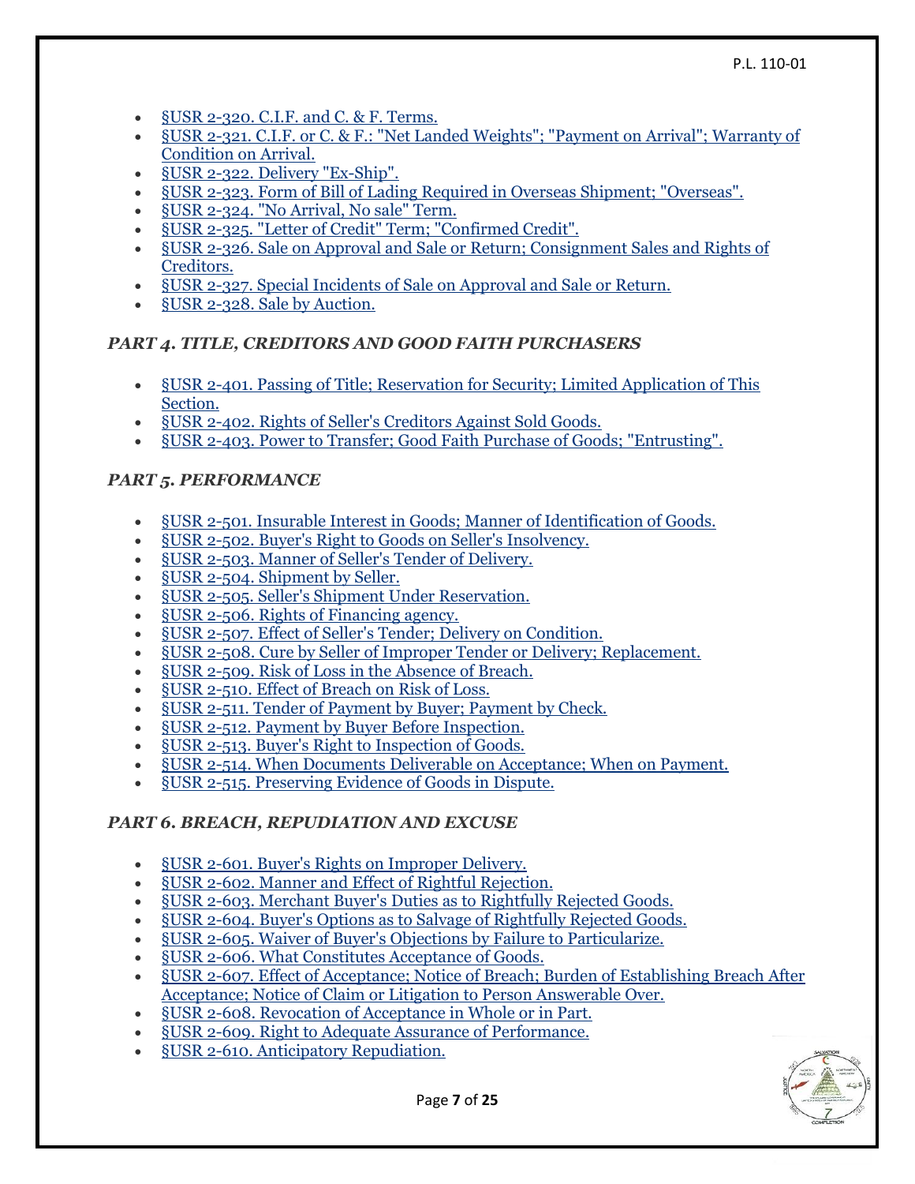- §USR 2-320. C.I.F. and C. & F. Terms.
- §USR 2-321. C.I.F. or C. & F.: "Net Landed Weights"; "Payment on Arrival"; Warranty of Condition on Arrival.
- §USR 2-322. Delivery "Ex-Ship".
- §USR 2-323. Form of Bill of Lading Required in Overseas Shipment; "Overseas".
- §USR 2-324. "No Arrival, No sale" Term.
- §USR 2-325. "Letter of Credit" Term; "Confirmed Credit".
- §USR 2-326. Sale on Approval and Sale or Return; Consignment Sales and Rights of Creditors.
- §USR 2-327. Special Incidents of Sale on Approval and Sale or Return.
- §USR 2-328. Sale by Auction.

### *PART 4. TITLE, CREDITORS AND GOOD FAITH PURCHASERS*

- §USR 2-401. Passing of Title; Reservation for Security; Limited Application of This Section.
- §USR 2-402. Rights of Seller's Creditors Against Sold Goods.
- §USR 2-403. Power to Transfer; Good Faith Purchase of Goods; "Entrusting".

### *PART 5. PERFORMANCE*

- §USR 2-501. Insurable Interest in Goods; Manner of Identification of Goods.
- §USR 2-502. Buyer's Right to Goods on Seller's Insolvency.
- §USR 2-503. Manner of Seller's Tender of Delivery.
- §USR 2-504. Shipment by Seller.
- §USR 2-505. Seller's Shipment Under Reservation.
- §USR 2-506. Rights of Financing agency.
- §USR 2-507. Effect of Seller's Tender; Delivery on Condition.
- §USR 2-508. Cure by Seller of Improper Tender or Delivery; Replacement.
- §USR 2-509. Risk of Loss in the Absence of Breach.
- §USR 2-510. Effect of Breach on Risk of Loss.
- §USR 2-511. Tender of Payment by Buyer; Payment by Check.
- §USR 2-512. Payment by Buyer Before Inspection.
- §USR 2-513. Buyer's Right to Inspection of Goods.
- §USR 2-514. When Documents Deliverable on Acceptance; When on Payment.
- §USR 2-515. Preserving Evidence of Goods in Dispute.

### *PART 6. BREACH, REPUDIATION AND EXCUSE*

- §USR 2-601. Buyer's Rights on Improper Delivery.
- §USR 2-602. Manner and Effect of Rightful Rejection.
- §USR 2-603. Merchant Buyer's Duties as to Rightfully Rejected Goods.
- §USR 2-604. Buyer's Options as to Salvage of Rightfully Rejected Goods.
- §USR 2-605. Waiver of Buyer's Objections by Failure to Particularize.
- §USR 2-606. What Constitutes Acceptance of Goods.
- §USR 2-607. Effect of Acceptance; Notice of Breach; Burden of Establishing Breach After Acceptance; Notice of Claim or Litigation to Person Answerable Over.
- §USR 2-608. Revocation of Acceptance in Whole or in Part.
- §USR 2-609. Right to Adequate Assurance of Performance.
- §USR 2-610. Anticipatory Repudiation.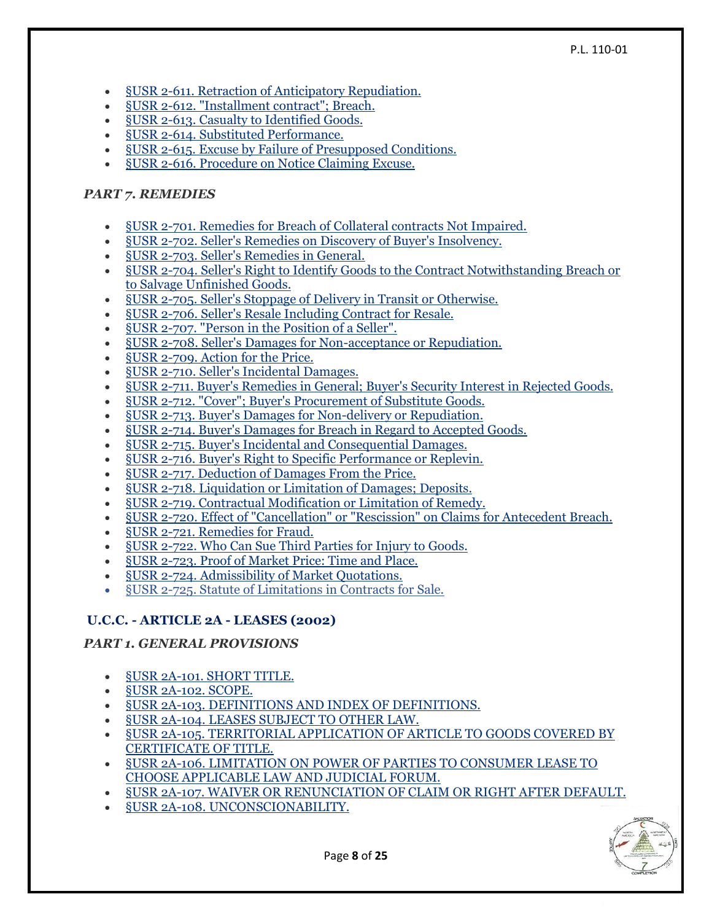- §USR 2-611. Retraction of Anticipatory Repudiation.
- §USR 2-612. "Installment contract"; Breach.
- §USR 2-613. Casualty to Identified Goods.
- §USR 2-614. Substituted Performance.
- §USR 2-615. Excuse by Failure of Presupposed Conditions.
- §USR 2-616. Procedure on Notice Claiming Excuse.

### *PART 7. REMEDIES*

- §USR 2-701. Remedies for Breach of Collateral contracts Not Impaired.
- §USR 2-702. Seller's Remedies on Discovery of Buyer's Insolvency.
- §USR 2-703. Seller's Remedies in General.
- §USR 2-704. Seller's Right to Identify Goods to the Contract Notwithstanding Breach or to Salvage Unfinished Goods.
- §USR 2-705. Seller's Stoppage of Delivery in Transit or Otherwise.
- §USR 2-706. Seller's Resale Including Contract for Resale.
- §USR 2-707. "Person in the Position of a Seller".
- §USR 2-708. Seller's Damages for Non-acceptance or Repudiation.
- §USR 2-709. Action for the Price.
- §USR 2-710. Seller's Incidental Damages.
- §USR 2-711. Buyer's Remedies in General; Buyer's Security Interest in Rejected Goods.
- §USR 2-712. "Cover"; Buyer's Procurement of Substitute Goods.
- §USR 2-713. Buyer's Damages for Non-delivery or Repudiation.
- §USR 2-714. Buyer's Damages for Breach in Regard to Accepted Goods.
- §USR 2-715. Buyer's Incidental and Consequential Damages.
- §USR 2-716. Buyer's Right to Specific Performance or Replevin.
- §USR 2-717. Deduction of Damages From the Price.
- §USR 2-718. Liquidation or Limitation of Damages; Deposits.
- §USR 2-719. Contractual Modification or Limitation of Remedy.
- §USR 2-720. Effect of "Cancellation" or "Rescission" on Claims for Antecedent Breach.
- §USR 2-721. Remedies for Fraud.
- §USR 2-722. Who Can Sue Third Parties for Injury to Goods.
- §USR 2-723. Proof of Market Price: Time and Place.
- §USR 2-724. Admissibility of Market Quotations.
- §USR 2-725. Statute of Limitations in Contracts for Sale.

## U.C.C. - ARTICLE 2A - LEASES (2002)

### *PART 1. GENERAL PROVISIONS*

- §USR 2A-101. SHORT TITLE.
- §USR 2A-102. SCOPE.
- §USR 2A-103. DEFINITIONS AND INDEX OF DEFINITIONS.
- §USR 2A-104. LEASES SUBJECT TO OTHER LAW.
- §USR 2A-105. TERRITORIAL APPLICATION OF ARTICLE TO GOODS COVERED BY CERTIFICATE OF TITLE.
- §USR 2A-106. LIMITATION ON POWER OF PARTIES TO CONSUMER LEASE TO CHOOSE APPLICABLE LAW AND JUDICIAL FORUM.
- §USR 2A-107. WAIVER OR RENUNCIATION OF CLAIM OR RIGHT AFTER DEFAULT.
- §USR 2A-108. UNCONSCIONABILITY.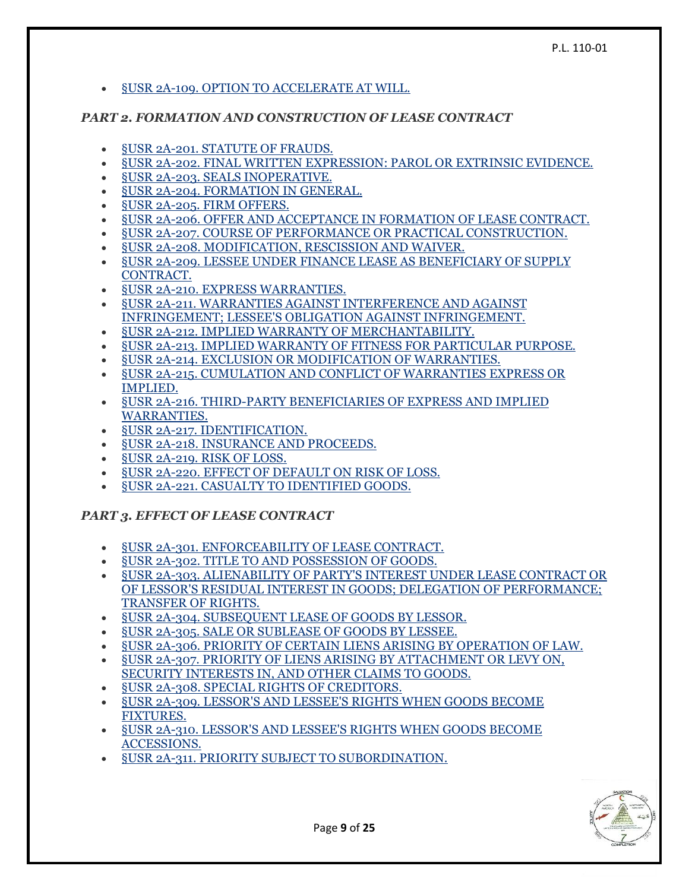- §USR 2A-109. OPTION TO ACCELERATE AT WILL.

### *PART 2. FORMATION AND CONSTRUCTION OF LEASE CONTRACT*

- §USR 2A-201. STATUTE OF FRAUDS.
- §USR 2A-202. FINAL WRITTEN EXPRESSION: PAROL OR EXTRINSIC EVIDENCE.
- §USR 2A-203. SEALS INOPERATIVE.
- §USR 2A-204. FORMATION IN GENERAL.
- §USR 2A-205. FIRM OFFERS.
- §USR 2A-206. OFFER AND ACCEPTANCE IN FORMATION OF LEASE CONTRACT.
- §USR 2A-207. COURSE OF PERFORMANCE OR PRACTICAL CONSTRUCTION.
- §USR 2A-208. MODIFICATION, RESCISSION AND WAIVER.
- §USR 2A-209. LESSEE UNDER FINANCE LEASE AS BENEFICIARY OF SUPPLY CONTRACT.
- §USR 2A-210. EXPRESS WARRANTIES.
- §USR 2A-211. WARRANTIES AGAINST INTERFERENCE AND AGAINST INFRINGEMENT; LESSEE'S OBLIGATION AGAINST INFRINGEMENT.
- §USR 2A-212. IMPLIED WARRANTY OF MERCHANTABILITY.
- §USR 2A-213. IMPLIED WARRANTY OF FITNESS FOR PARTICULAR PURPOSE.
- §USR 2A-214. EXCLUSION OR MODIFICATION OF WARRANTIES.
- §USR 2A-215. CUMULATION AND CONFLICT OF WARRANTIES EXPRESS OR IMPLIED.
- §USR 2A-216. THIRD-PARTY BENEFICIARIES OF EXPRESS AND IMPLIED WARRANTIES.
- §USR 2A-217. IDENTIFICATION.
- §USR 2A-218. INSURANCE AND PROCEEDS.
- §USR 2A-219. RISK OF LOSS.
- §USR 2A-220. EFFECT OF DEFAULT ON RISK OF LOSS.
- §USR 2A-221. CASUALTY TO IDENTIFIED GOODS.

### *PART 3. EFFECT OF LEASE CONTRACT*

- §USR 2A-301. ENFORCEABILITY OF LEASE CONTRACT.
- §USR 2A-302. TITLE TO AND POSSESSION OF GOODS.
- §USR 2A-303. ALIENABILITY OF PARTY'S INTEREST UNDER LEASE CONTRACT OR OF LESSOR'S RESIDUAL INTEREST IN GOODS; DELEGATION OF PERFORMANCE; TRANSFER OF RIGHTS.
- §USR 2A-304. SUBSEQUENT LEASE OF GOODS BY LESSOR.
- §USR 2A-305. SALE OR SUBLEASE OF GOODS BY LESSEE.
- §USR 2A-306. PRIORITY OF CERTAIN LIENS ARISING BY OPERATION OF LAW.
- §USR 2A-307. PRIORITY OF LIENS ARISING BY ATTACHMENT OR LEVY ON, SECURITY INTERESTS IN, AND OTHER CLAIMS TO GOODS.
- §USR 2A-308. SPECIAL RIGHTS OF CREDITORS.
- §USR 2A-309. LESSOR'S AND LESSEE'S RIGHTS WHEN GOODS BECOME FIXTURES.
- §USR 2A-310. LESSOR'S AND LESSEE'S RIGHTS WHEN GOODS BECOME ACCESSIONS.
- §USR 2A-311. PRIORITY SUBJECT TO SUBORDINATION.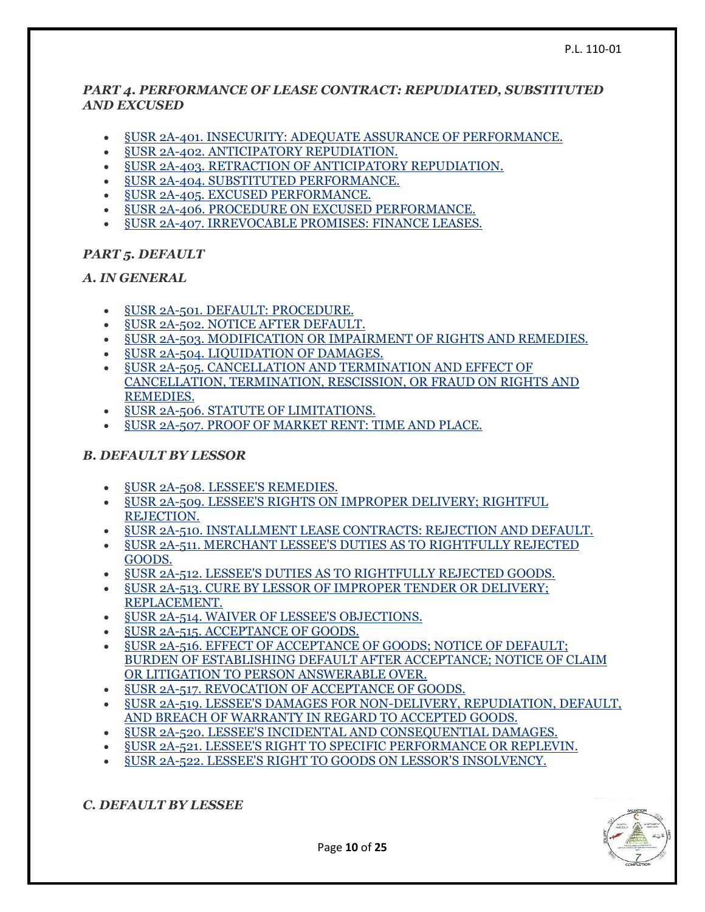### *PART 4. PERFORMANCE OF LEASE CONTRACT: REPUDIATED, SUBSTITUTED AND EXCUSED*

- §USR 2A-401. INSECURITY: ADEQUATE ASSURANCE OF PERFORMANCE.
- §USR 2A-402. ANTICIPATORY REPUDIATION.
- §USR 2A-403. RETRACTION OF ANTICIPATORY REPUDIATION.
- §USR 2A-404. SUBSTITUTED PERFORMANCE.
- §USR 2A-405. EXCUSED PERFORMANCE.
- §USR 2A-406. PROCEDURE ON EXCUSED PERFORMANCE.
- §USR 2A-407. IRREVOCABLE PROMISES: FINANCE LEASES.

### *PART 5. DEFAULT*

#### *A. IN GENERAL*

- §USR 2A-501. DEFAULT: PROCEDURE.
- §USR 2A-502. NOTICE AFTER DEFAULT.
- §USR 2A-503. MODIFICATION OR IMPAIRMENT OF RIGHTS AND REMEDIES.
- §USR 2A-504. LIQUIDATION OF DAMAGES.
- §USR 2A-505. CANCELLATION AND TERMINATION AND EFFECT OF CANCELLATION, TERMINATION, RESCISSION, OR FRAUD ON RIGHTS AND REMEDIES.
- §USR 2A-506. STATUTE OF LIMITATIONS.
- §USR 2A-507. PROOF OF MARKET RENT: TIME AND PLACE.

#### *B. DEFAULT BY LESSOR*

- §USR 2A-508. LESSEE'S REMEDIES.
- §USR 2A-509. LESSEE'S RIGHTS ON IMPROPER DELIVERY; RIGHTFUL REJECTION.
- §USR 2A-510. INSTALLMENT LEASE CONTRACTS: REJECTION AND DEFAULT.
- §USR 2A-511. MERCHANT LESSEE'S DUTIES AS TO RIGHTFULLY REJECTED GOODS.
- §USR 2A-512. LESSEE'S DUTIES AS TO RIGHTFULLY REJECTED GOODS.
- §USR 2A-513. CURE BY LESSOR OF IMPROPER TENDER OR DELIVERY; REPLACEMENT.
- §USR 2A-514. WAIVER OF LESSEE'S OBJECTIONS.
- §USR 2A-515. ACCEPTANCE OF GOODS.
- §USR 2A-516. EFFECT OF ACCEPTANCE OF GOODS; NOTICE OF DEFAULT; BURDEN OF ESTABLISHING DEFAULT AFTER ACCEPTANCE; NOTICE OF CLAIM OR LITIGATION TO PERSON ANSWERABLE OVER.
- §USR 2A-517. REVOCATION OF ACCEPTANCE OF GOODS.
- §USR 2A-519. LESSEE'S DAMAGES FOR NON-DELIVERY, REPUDIATION, DEFAULT, AND BREACH OF WARRANTY IN REGARD TO ACCEPTED GOODS.
- §USR 2A-520. LESSEE'S INCIDENTAL AND CONSEQUENTIAL DAMAGES.
- §USR 2A-521. LESSEE'S RIGHT TO SPECIFIC PERFORMANCE OR REPLEVIN.
- §USR 2A-522. LESSEE'S RIGHT TO GOODS ON LESSOR'S INSOLVENCY.

#### *C. DEFAULT BY LESSEE*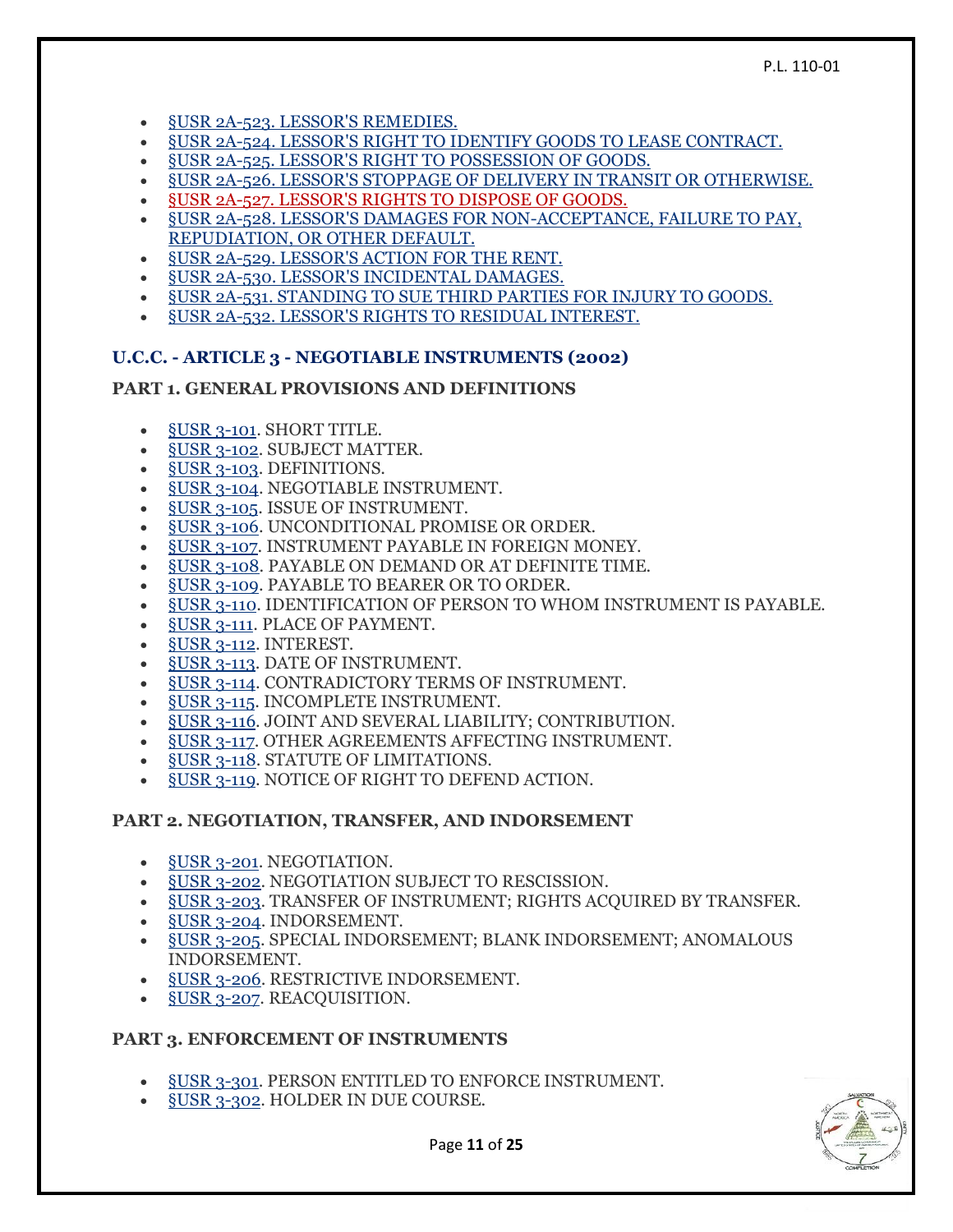- §USR 2A-523. LESSOR'S REMEDIES.
- §USR 2A-524. LESSOR'S RIGHT TO IDENTIFY GOODS TO LEASE CONTRACT.
- §USR 2A-525. LESSOR'S RIGHT TO POSSESSION OF GOODS.
- §USR 2A-526. LESSOR'S STOPPAGE OF DELIVERY IN TRANSIT OR OTHERWISE.
- §USR 2A-527. LESSOR'S RIGHTS TO DISPOSE OF GOODS.
- §USR 2A-528. LESSOR'S DAMAGES FOR NON-ACCEPTANCE, FAILURE TO PAY, REPUDIATION, OR OTHER DEFAULT.
- §USR 2A-529. LESSOR'S ACTION FOR THE RENT.
- §USR 2A-530. LESSOR'S INCIDENTAL DAMAGES.
- §USR 2A-531. STANDING TO SUE THIRD PARTIES FOR INJURY TO GOODS.
- §USR 2A-532. LESSOR'S RIGHTS TO RESIDUAL INTEREST.

### U.C.C. - ARTICLE 3 - NEGOTIABLE INSTRUMENTS (2002)

#### PART 1. GENERAL PROVISIONS AND DEFINITIONS

- §USR 3-101. SHORT TITLE.
- §USR 3-102. SUBJECT MATTER.
- §USR 3-103. DEFINITIONS.
- §USR 3-104. NEGOTIABLE INSTRUMENT.
- §USR 3-105. ISSUE OF INSTRUMENT.
- §USR 3-106. UNCONDITIONAL PROMISE OR ORDER.
- §USR 3-107. INSTRUMENT PAYABLE IN FOREIGN MONEY.
- §USR 3-108. PAYABLE ON DEMAND OR AT DEFINITE TIME.
- §USR 3-109. PAYABLE TO BEARER OR TO ORDER.
- §USR 3-110. IDENTIFICATION OF PERSON TO WHOM INSTRUMENT IS PAYABLE.
- §USR 3-111. PLACE OF PAYMENT.
- §USR 3-112. INTEREST.
- §USR 3-113. DATE OF INSTRUMENT.
- §USR 3-114. CONTRADICTORY TERMS OF INSTRUMENT.
- §USR 3-115. INCOMPLETE INSTRUMENT.
- §USR 3-116. JOINT AND SEVERAL LIABILITY; CONTRIBUTION.
- §USR 3-117. OTHER AGREEMENTS AFFECTING INSTRUMENT.
- §USR 3-118. STATUTE OF LIMITATIONS.
- §USR 3-119. NOTICE OF RIGHT TO DEFEND ACTION.

#### PART 2. NEGOTIATION, TRANSFER, AND INDORSEMENT

- §USR 3-201. NEGOTIATION.
- §USR 3-202. NEGOTIATION SUBJECT TO RESCISSION.
- §USR 3-203. TRANSFER OF INSTRUMENT; RIGHTS ACQUIRED BY TRANSFER.
- §USR 3-204. INDORSEMENT.
- §USR 3-205. SPECIAL INDORSEMENT; BLANK INDORSEMENT; ANOMALOUS INDORSEMENT.
- §USR 3-206. RESTRICTIVE INDORSEMENT.
- §USR 3-207. REACQUISITION.

#### PART 3. ENFORCEMENT OF INSTRUMENTS

- §USR 3-301. PERSON ENTITLED TO ENFORCE INSTRUMENT.
- §USR 3-302. HOLDER IN DUE COURSE.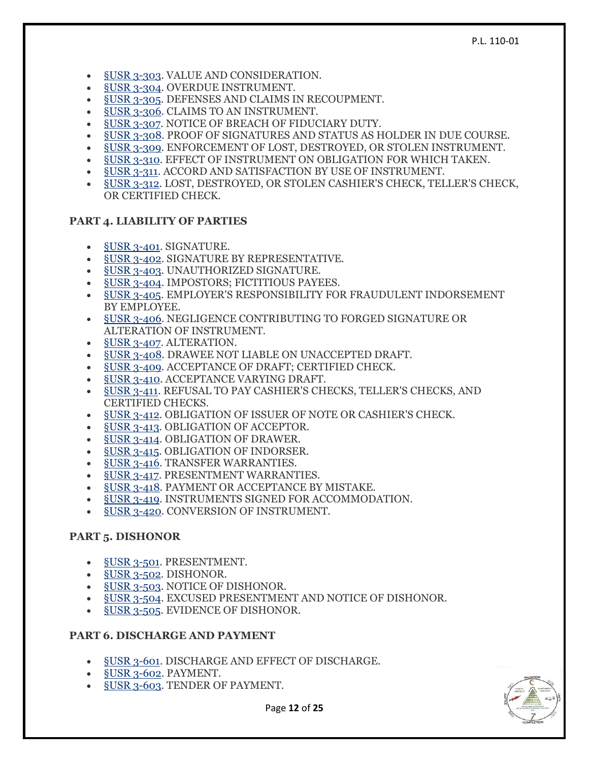- §USR 3-303. VALUE AND CONSIDERATION.
- §USR 3-304. OVERDUE INSTRUMENT.
- §USR 3-305. DEFENSES AND CLAIMS IN RECOUPMENT.
- §USR 3-306. CLAIMS TO AN INSTRUMENT.
- §USR 3-307. NOTICE OF BREACH OF FIDUCIARY DUTY.
- §USR 3-308. PROOF OF SIGNATURES AND STATUS AS HOLDER IN DUE COURSE.
- §USR 3-309. ENFORCEMENT OF LOST, DESTROYED, OR STOLEN INSTRUMENT.
- §USR 3-310. EFFECT OF INSTRUMENT ON OBLIGATION FOR WHICH TAKEN.
- §USR 3-311. ACCORD AND SATISFACTION BY USE OF INSTRUMENT.
- §USR 3-312. LOST, DESTROYED, OR STOLEN CASHIER'S CHECK, TELLER'S CHECK, OR CERTIFIED CHECK.

### PART 4. LIABILITY OF PARTIES

- §USR 3-401. SIGNATURE.
- §USR 3-402. SIGNATURE BY REPRESENTATIVE.
- §USR 3-403. UNAUTHORIZED SIGNATURE.
- §USR 3-404. IMPOSTORS; FICTITIOUS PAYEES.
- §USR 3-405. EMPLOYER'S RESPONSIBILITY FOR FRAUDULENT INDORSEMENT BY EMPLOYEE.
- §USR 3-406. NEGLIGENCE CONTRIBUTING TO FORGED SIGNATURE OR ALTERATION OF INSTRUMENT.
- §USR 3-407. ALTERATION.
- §USR 3-408. DRAWEE NOT LIABLE ON UNACCEPTED DRAFT.
- §USR 3-409. ACCEPTANCE OF DRAFT; CERTIFIED CHECK.
- §USR 3-410. ACCEPTANCE VARYING DRAFT.
- §USR 3-411. REFUSAL TO PAY CASHIER'S CHECKS, TELLER'S CHECKS, AND CERTIFIED CHECKS.
- §USR 3-412. OBLIGATION OF ISSUER OF NOTE OR CASHIER'S CHECK.
- §USR 3-413. OBLIGATION OF ACCEPTOR.
- §USR 3-414. OBLIGATION OF DRAWER.
- §USR 3-415. OBLIGATION OF INDORSER.
- §USR 3-416. TRANSFER WARRANTIES.
- §USR 3-417. PRESENTMENT WARRANTIES.
- §USR 3-418. PAYMENT OR ACCEPTANCE BY MISTAKE.
- §USR 3-419. INSTRUMENTS SIGNED FOR ACCOMMODATION.
- §USR 3-420. CONVERSION OF INSTRUMENT.

### PART 5. DISHONOR

- §USR 3-501. PRESENTMENT.
- §USR 3-502. DISHONOR.
- §USR 3-503. NOTICE OF DISHONOR.
- §USR 3-504. EXCUSED PRESENTMENT AND NOTICE OF DISHONOR.
- §USR 3-505. EVIDENCE OF DISHONOR.

### PART 6. DISCHARGE AND PAYMENT

- §USR 3-601. DISCHARGE AND EFFECT OF DISCHARGE.
- §USR 3-602. PAYMENT.
- §USR 3-603. TENDER OF PAYMENT.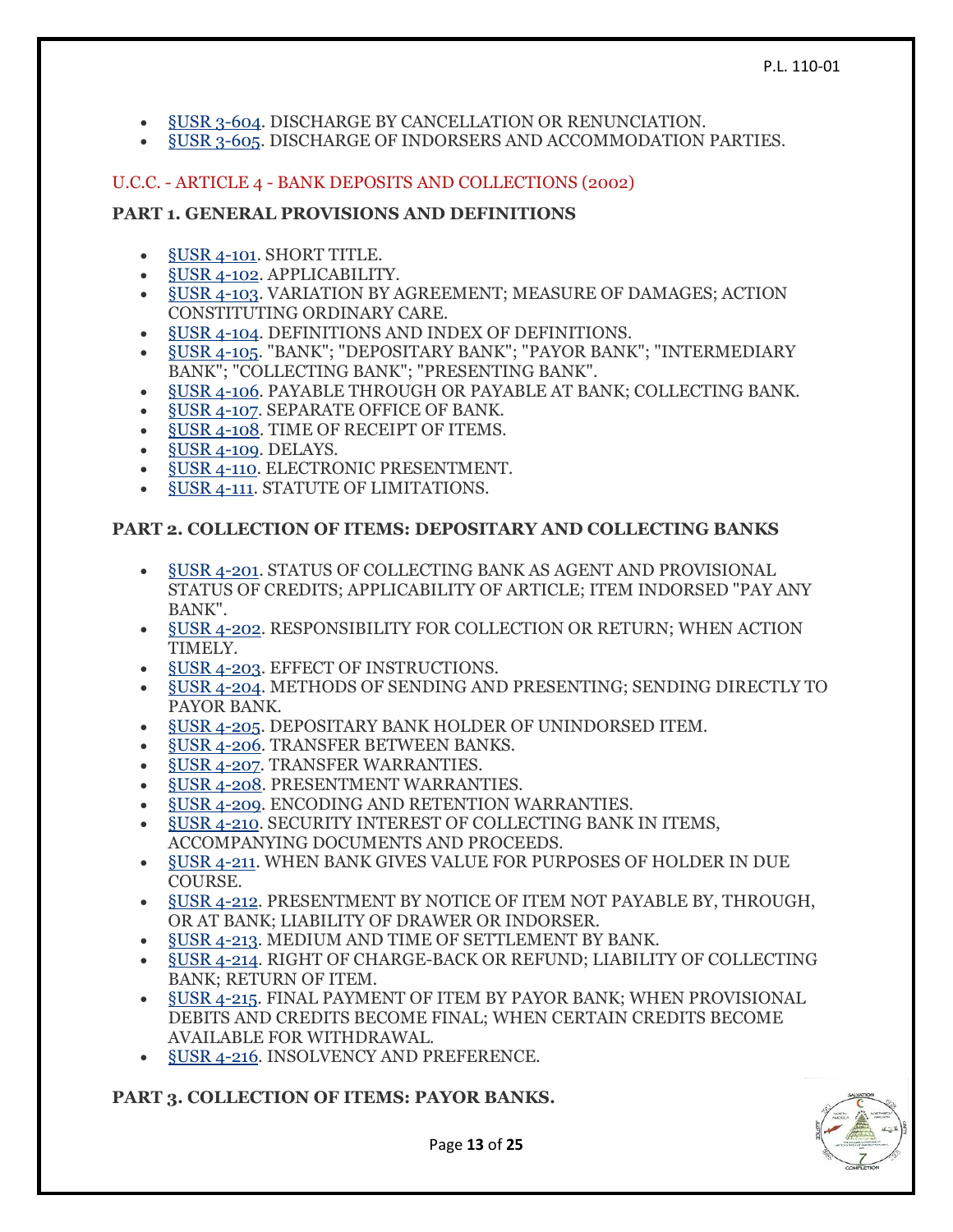- §USR 3-604. DISCHARGE BY CANCELLATION OR RENUNCIATION.
- §USR 3-605. DISCHARGE OF INDORSERS AND ACCOMMODATION PARTIES.

## U.C.C. - ARTICLE 4 - BANK DEPOSITS AND COLLECTIONS (2002)

### PART 1. GENERAL PROVISIONS AND DEFINITIONS

- §USR 4-101. SHORT TITLE.
- §USR 4-102. APPLICABILITY.
- §USR 4-103. VARIATION BY AGREEMENT; MEASURE OF DAMAGES; ACTION CONSTITUTING ORDINARY CARE.
- §USR 4-104. DEFINITIONS AND INDEX OF DEFINITIONS.
- §USR 4-105. "BANK"; "DEPOSITARY BANK"; "PAYOR BANK"; "INTERMEDIARY BANK"; "COLLECTING BANK"; "PRESENTING BANK".
- §USR 4-106. PAYABLE THROUGH OR PAYABLE AT BANK; COLLECTING BANK.
- §USR 4-107. SEPARATE OFFICE OF BANK.
- §USR 4-108. TIME OF RECEIPT OF ITEMS.
- §USR 4-109. DELAYS.
- §USR 4-110. ELECTRONIC PRESENTMENT.
- §USR 4-111. STATUTE OF LIMITATIONS.

### PART 2. COLLECTION OF ITEMS: DEPOSITARY AND COLLECTING BANKS

- §USR 4-201. STATUS OF COLLECTING BANK AS AGENT AND PROVISIONAL STATUS OF CREDITS; APPLICABILITY OF ARTICLE; ITEM INDORSED "PAY ANY BANK".
- §USR 4-202. RESPONSIBILITY FOR COLLECTION OR RETURN; WHEN ACTION TIMELY.
- §USR 4-203. EFFECT OF INSTRUCTIONS.
- §USR 4-204. METHODS OF SENDING AND PRESENTING; SENDING DIRECTLY TO PAYOR BANK.
- §USR 4-205. DEPOSITARY BANK HOLDER OF UNINDORSED ITEM.
- §USR 4-206. TRANSFER BETWEEN BANKS.
- §USR 4-207. TRANSFER WARRANTIES.
- §USR 4-208. PRESENTMENT WARRANTIES.
- §USR 4-209. ENCODING AND RETENTION WARRANTIES.
- §USR 4-210. SECURITY INTEREST OF COLLECTING BANK IN ITEMS, ACCOMPANYING DOCUMENTS AND PROCEEDS.
- §USR 4-211. WHEN BANK GIVES VALUE FOR PURPOSES OF HOLDER IN DUE COURSE.
- §USR 4-212. PRESENTMENT BY NOTICE OF ITEM NOT PAYABLE BY, THROUGH, OR AT BANK; LIABILITY OF DRAWER OR INDORSER.
- §USR 4-213. MEDIUM AND TIME OF SETTLEMENT BY BANK.
- §USR 4-214. RIGHT OF CHARGE-BACK OR REFUND; LIABILITY OF COLLECTING BANK; RETURN OF ITEM.
- §USR 4-215. FINAL PAYMENT OF ITEM BY PAYOR BANK; WHEN PROVISIONAL DEBITS AND CREDITS BECOME FINAL; WHEN CERTAIN CREDITS BECOME AVAILABLE FOR WITHDRAWAL.
- §USR 4-216. INSOLVENCY AND PREFERENCE.

### PART 3. COLLECTION OF ITEMS: PAYOR BANKS.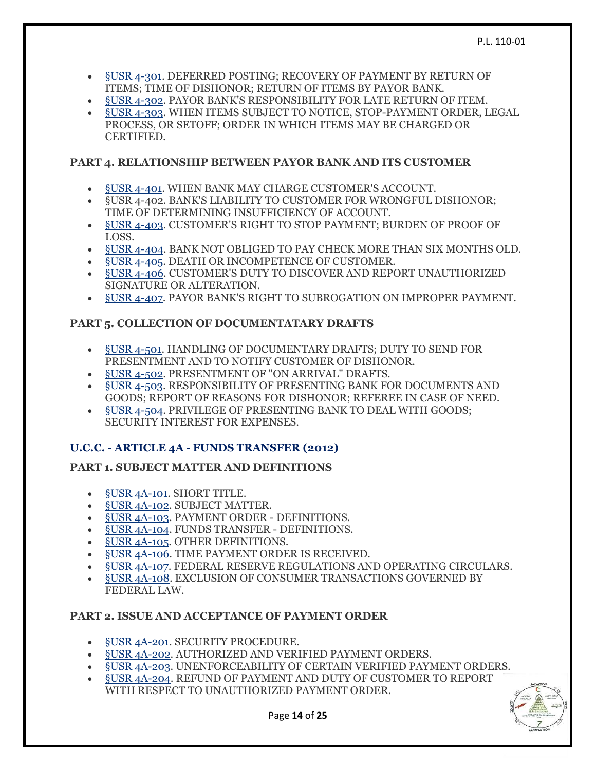- §USR 4-301. DEFERRED POSTING; RECOVERY OF PAYMENT BY RETURN OF ITEMS; TIME OF DISHONOR; RETURN OF ITEMS BY PAYOR BANK.
- §USR 4-302. PAYOR BANK'S RESPONSIBILITY FOR LATE RETURN OF ITEM.
- §USR 4-303. WHEN ITEMS SUBJECT TO NOTICE, STOP-PAYMENT ORDER, LEGAL PROCESS, OR SETOFF; ORDER IN WHICH ITEMS MAY BE CHARGED OR CERTIFIED.

### PART 4. RELATIONSHIP BETWEEN PAYOR BANK AND ITS CUSTOMER

- §USR 4-401. WHEN BANK MAY CHARGE CUSTOMER'S ACCOUNT.
- §USR 4-402. BANK'S LIABILITY TO CUSTOMER FOR WRONGFUL DISHONOR; TIME OF DETERMINING INSUFFICIENCY OF ACCOUNT.
- §USR 4-403. CUSTOMER'S RIGHT TO STOP PAYMENT; BURDEN OF PROOF OF LOSS.
- §USR 4-404. BANK NOT OBLIGED TO PAY CHECK MORE THAN SIX MONTHS OLD.
- §USR 4-405. DEATH OR INCOMPETENCE OF CUSTOMER.
- §USR 4-406. CUSTOMER'S DUTY TO DISCOVER AND REPORT UNAUTHORIZED SIGNATURE OR ALTERATION.
- §USR 4-407. PAYOR BANK'S RIGHT TO SUBROGATION ON IMPROPER PAYMENT.

### PART 5. COLLECTION OF DOCUMENTATARY DRAFTS

- §USR 4-501. HANDLING OF DOCUMENTARY DRAFTS; DUTY TO SEND FOR PRESENTMENT AND TO NOTIFY CUSTOMER OF DISHONOR.
- §USR 4-502. PRESENTMENT OF "ON ARRIVAL" DRAFTS.
- §USR 4-503. RESPONSIBILITY OF PRESENTING BANK FOR DOCUMENTS AND GOODS; REPORT OF REASONS FOR DISHONOR; REFEREE IN CASE OF NEED.
- §USR 4-504. PRIVILEGE OF PRESENTING BANK TO DEAL WITH GOODS; SECURITY INTEREST FOR EXPENSES.

## U.C.C. - ARTICLE 4A - FUNDS TRANSFER (2012)

### PART 1. SUBJECT MATTER AND DEFINITIONS

- §USR 4A-101. SHORT TITLE.
- §USR 4A-102. SUBJECT MATTER.
- §USR 4A-103. PAYMENT ORDER - DEFINITIONS.
- §USR 4A-104. FUNDS TRANSFER - DEFINITIONS.
- §USR 4A-105. OTHER DEFINITIONS.
- §USR 4A-106. TIME PAYMENT ORDER IS RECEIVED.
- §USR 4A-107. FEDERAL RESERVE REGULATIONS AND OPERATING CIRCULARS.
- §USR 4A-108. EXCLUSION OF CONSUMER TRANSACTIONS GOVERNED BY FEDERAL LAW.

### PART 2. ISSUE AND ACCEPTANCE OF PAYMENT ORDER

- §USR 4A-201. SECURITY PROCEDURE.
- §USR 4A-202. AUTHORIZED AND VERIFIED PAYMENT ORDERS.
- §USR 4A-203. UNENFORCEABILITY OF CERTAIN VERIFIED PAYMENT ORDERS.
- §USR 4A-204. REFUND OF PAYMENT AND DUTY OF CUSTOMER TO REPORT WITH RESPECT TO UNAUTHORIZED PAYMENT ORDER.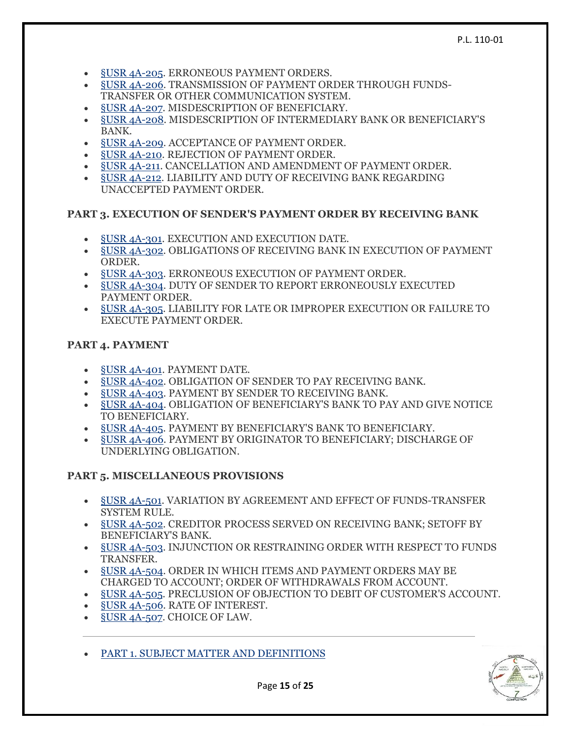- §USR 4A-205. ERRONEOUS PAYMENT ORDERS.
- §USR 4A-206. TRANSMISSION OF PAYMENT ORDER THROUGH FUNDS-TRANSFER OR OTHER COMMUNICATION SYSTEM.
- §USR 4A-207. MISDESCRIPTION OF BENEFICIARY.
- §USR 4A-208. MISDESCRIPTION OF INTERMEDIARY BANK OR BENEFICIARY'S BANK.
- §USR 4A-209. ACCEPTANCE OF PAYMENT ORDER.
- §USR 4A-210. REJECTION OF PAYMENT ORDER.
- §USR 4A-211. CANCELLATION AND AMENDMENT OF PAYMENT ORDER.
- §USR 4A-212. LIABILITY AND DUTY OF RECEIVING BANK REGARDING UNACCEPTED PAYMENT ORDER.

### PART 3. EXECUTION OF SENDER'S PAYMENT ORDER BY RECEIVING BANK

- §USR 4A-301. EXECUTION AND EXECUTION DATE.
- §USR 4A-302. OBLIGATIONS OF RECEIVING BANK IN EXECUTION OF PAYMENT ORDER.
- §USR 4A-303. ERRONEOUS EXECUTION OF PAYMENT ORDER.
- §USR 4A-304. DUTY OF SENDER TO REPORT ERRONEOUSLY EXECUTED PAYMENT ORDER.
- §USR 4A-305. LIABILITY FOR LATE OR IMPROPER EXECUTION OR FAILURE TO EXECUTE PAYMENT ORDER.

### PART 4. PAYMENT

- §USR 4A-401. PAYMENT DATE.
- §USR 4A-402. OBLIGATION OF SENDER TO PAY RECEIVING BANK.
- §USR 4A-403. PAYMENT BY SENDER TO RECEIVING BANK.
- §USR 4A-404. OBLIGATION OF BENEFICIARY'S BANK TO PAY AND GIVE NOTICE TO BENEFICIARY.
- §USR 4A-405. PAYMENT BY BENEFICIARY'S BANK TO BENEFICIARY.
- §USR 4A-406. PAYMENT BY ORIGINATOR TO BENEFICIARY; DISCHARGE OF UNDERLYING OBLIGATION.

### PART 5. MISCELLANEOUS PROVISIONS

- §USR 4A-501. VARIATION BY AGREEMENT AND EFFECT OF FUNDS-TRANSFER SYSTEM RULE.
- §USR 4A-502. CREDITOR PROCESS SERVED ON RECEIVING BANK; SETOFF BY BENEFICIARY'S BANK.
- §USR 4A-503. INJUNCTION OR RESTRAINING ORDER WITH RESPECT TO FUNDS TRANSFER.
- §USR 4A-504. ORDER IN WHICH ITEMS AND PAYMENT ORDERS MAY BE CHARGED TO ACCOUNT; ORDER OF WITHDRAWALS FROM ACCOUNT.
- §USR 4A-505. PRECLUSION OF OBJECTION TO DEBIT OF CUSTOMER'S ACCOUNT.
- §USR 4A-506. RATE OF INTEREST.
- §USR 4A-507. CHOICE OF LAW.

---

- PART 1. SUBJECT MATTER AND DEFINITIONS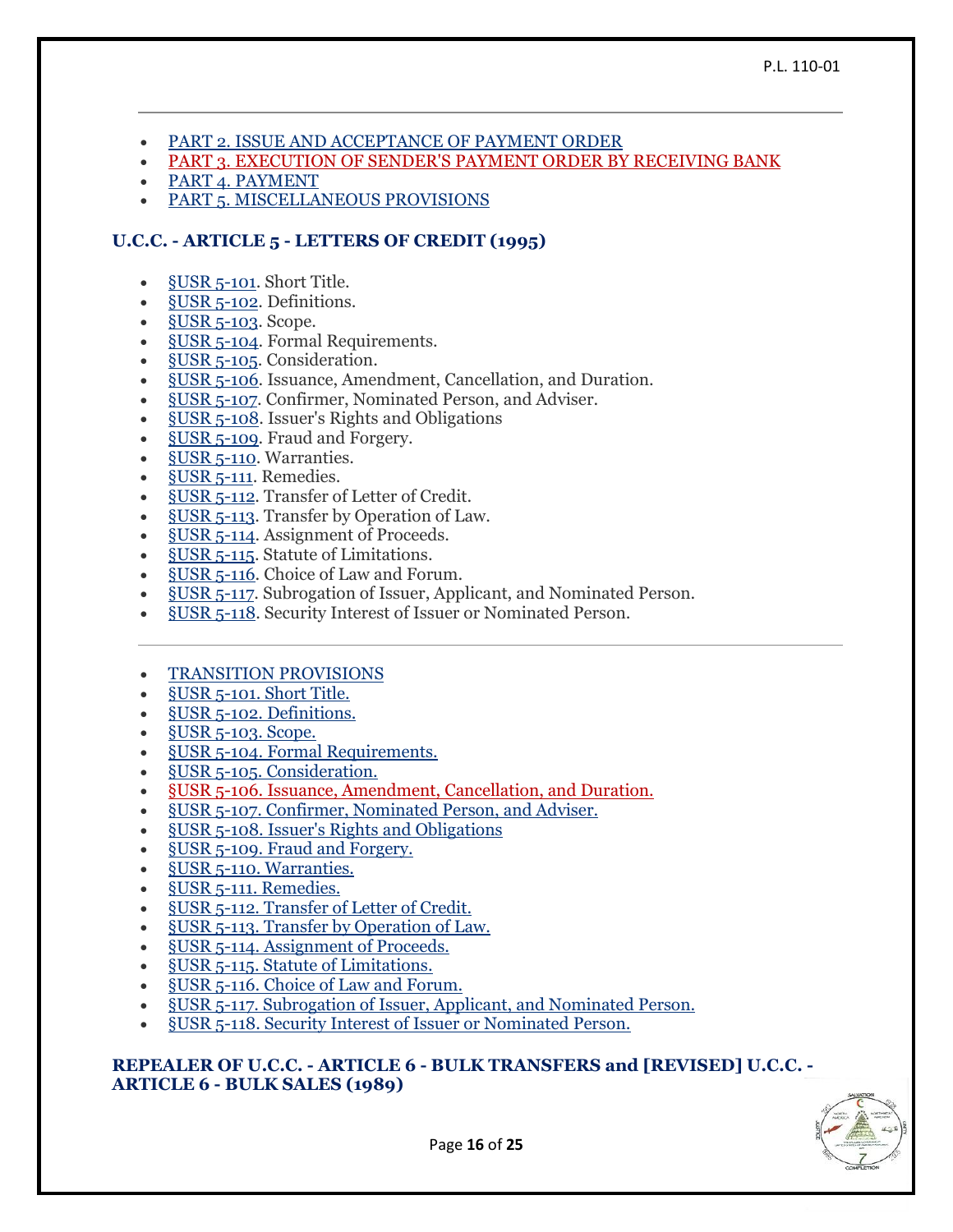- PART 2. ISSUE AND ACCEPTANCE OF PAYMENT ORDER
- PART 3. EXECUTION OF SENDER'S PAYMENT ORDER BY RECEIVING BANK
- PART 4. PAYMENT
- PART 5. MISCELLANEOUS PROVISIONS

**U.C.C. - ARTICLE 5 - LETTERS OF CREDIT (1995)**

- §USR 5-101. Short Title.
- §USR 5-102. Definitions.
- §USR 5-103. Scope.
- §USR 5-104. Formal Requirements.
- §USR 5-105. Consideration.
- §USR 5-106. Issuance, Amendment, Cancellation, and Duration.
- §USR 5-107. Confirmer, Nominated Person, and Adviser.
- §USR 5-108. Issuer's Rights and Obligations
- §USR 5-109. Fraud and Forgery.
- §USR 5-110. Warranties.
- §USR 5-111. Remedies.
- §USR 5-112. Transfer of Letter of Credit.
- §USR 5-113. Transfer by Operation of Law.
- §USR 5-114. Assignment of Proceeds.
- §USR 5-115. Statute of Limitations.
- §USR 5-116. Choice of Law and Forum.
- §USR 5-117. Subrogation of Issuer, Applicant, and Nominated Person.
- §USR 5-118. Security Interest of Issuer or Nominated Person.

---

- TRANSITION PROVISIONS
- §USR 5-101. Short Title.
- §USR 5-102. Definitions.
- §USR 5-103. Scope.
- §USR 5-104. Formal Requirements.
- §USR 5-105. Consideration.
- §USR 5-106. Issuance, Amendment, Cancellation, and Duration.
- §USR 5-107. Confirmer, Nominated Person, and Adviser.
- §USR 5-108. Issuer's Rights and Obligations
- §USR 5-109. Fraud and Forgery.
- §USR 5-110. Warranties.
- §USR 5-111. Remedies.
- §USR 5-112. Transfer of Letter of Credit.
- §USR 5-113. Transfer by Operation of Law.
- §USR 5-114. Assignment of Proceeds.
- §USR 5-115. Statute of Limitations.
- §USR 5-116. Choice of Law and Forum.
- §USR 5-117. Subrogation of Issuer, Applicant, and Nominated Person.
- §USR 5-118. Security Interest of Issuer or Nominated Person.

**REPEALER OF U.C.C. - ARTICLE 6 - BULK TRANSFERS and [REVISED] U.C.C. - ARTICLE 6 - BULK SALES (1989)**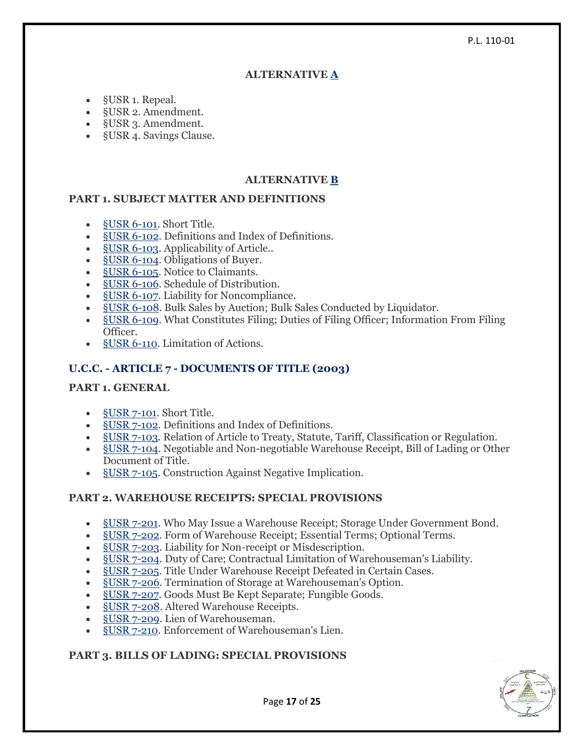### ALTERNATIVE A

- §USR 1. Repeal.
- §USR 2. Amendment.
- §USR 3. Amendment.
- §USR 4. Savings Clause.

### ALTERNATIVE B

### PART 1. SUBJECT MATTER AND DEFINITIONS

- §USR 6-101. Short Title.
- §USR 6-102. Definitions and Index of Definitions.
- §USR 6-103. Applicability of Article..
- §USR 6-104. Obligations of Buyer.
- §USR 6-105. Notice to Claimants.
- §USR 6-106. Schedule of Distribution.
- §USR 6-107. Liability for Noncompliance.
- §USR 6-108. Bulk Sales by Auction; Bulk Sales Conducted by Liquidator.
- §USR 6-109. What Constitutes Filing; Duties of Filing Officer; Information From Filing Officer.
- §USR 6-110. Limitation of Actions.

## U.C.C. - ARTICLE 7 - DOCUMENTS OF TITLE (2003)

### PART 1. GENERAL

- §USR 7-101. Short Title.
- §USR 7-102. Definitions and Index of Definitions.
- §USR 7-103. Relation of Article to Treaty, Statute, Tariff, Classification or Regulation.
- §USR 7-104. Negotiable and Non-negotiable Warehouse Receipt, Bill of Lading or Other Document of Title.
- §USR 7-105. Construction Against Negative Implication.

### PART 2. WAREHOUSE RECEIPTS: SPECIAL PROVISIONS

- §USR 7-201. Who May Issue a Warehouse Receipt; Storage Under Government Bond.
- §USR 7-202. Form of Warehouse Receipt; Essential Terms; Optional Terms.
- §USR 7-203. Liability for Non-receipt or Misdescription.
- §USR 7-204. Duty of Care; Contractual Limitation of Warehouseman's Liability.
- §USR 7-205. Title Under Warehouse Receipt Defeated in Certain Cases.
- §USR 7-206. Termination of Storage at Warehouseman's Option.
- §USR 7-207. Goods Must Be Kept Separate; Fungible Goods.
- §USR 7-208. Altered Warehouse Receipts.
- §USR 7-209. Lien of Warehouseman.
- §USR 7-210. Enforcement of Warehouseman's Lien.

### PART 3. BILLS OF LADING: SPECIAL PROVISIONS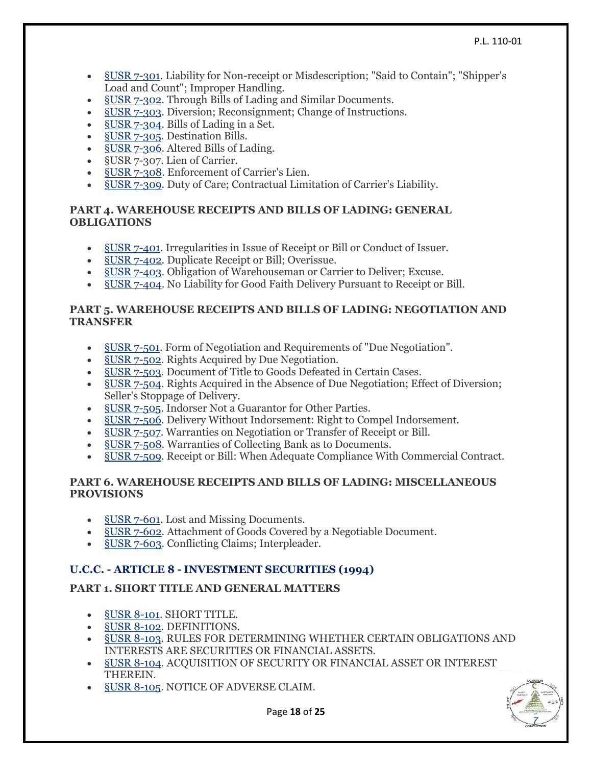- §USR 7-301. Liability for Non-receipt or Misdescription; "Said to Contain"; "Shipper's Load and Count"; Improper Handling.
- §USR 7-302. Through Bills of Lading and Similar Documents.
- §USR 7-303. Diversion; Reconsignment; Change of Instructions.
- §USR 7-304. Bills of Lading in a Set.
- §USR 7-305. Destination Bills.
- §USR 7-306. Altered Bills of Lading.
- §USR 7-307. Lien of Carrier.
- §USR 7-308. Enforcement of Carrier's Lien.
- §USR 7-309. Duty of Care; Contractual Limitation of Carrier's Liability.

### PART 4. WAREHOUSE RECEIPTS AND BILLS OF LADING: GENERAL OBLIGATIONS

- §USR 7-401. Irregularities in Issue of Receipt or Bill or Conduct of Issuer.
- §USR 7-402. Duplicate Receipt or Bill; Overissue.
- §USR 7-403. Obligation of Warehouseman or Carrier to Deliver; Excuse.
- §USR 7-404. No Liability for Good Faith Delivery Pursuant to Receipt or Bill.

### PART 5. WAREHOUSE RECEIPTS AND BILLS OF LADING: NEGOTIATION AND TRANSFER

- §USR 7-501. Form of Negotiation and Requirements of "Due Negotiation".
- §USR 7-502. Rights Acquired by Due Negotiation.
- §USR 7-503. Document of Title to Goods Defeated in Certain Cases.
- §USR 7-504. Rights Acquired in the Absence of Due Negotiation; Effect of Diversion; Seller's Stoppage of Delivery.
- §USR 7-505. Indorser Not a Guarantor for Other Parties.
- §USR 7-506. Delivery Without Indorsement: Right to Compel Indorsement.
- §USR 7-507. Warranties on Negotiation or Transfer of Receipt or Bill.
- §USR 7-508. Warranties of Collecting Bank as to Documents.
- §USR 7-509. Receipt or Bill: When Adequate Compliance With Commercial Contract.

### PART 6. WAREHOUSE RECEIPTS AND BILLS OF LADING: MISCELLANEOUS PROVISIONS

- §USR 7-601. Lost and Missing Documents.
- §USR 7-602. Attachment of Goods Covered by a Negotiable Document.
- §USR 7-603. Conflicting Claims; Interpleader.

## U.C.C. - ARTICLE 8 - INVESTMENT SECURITIES (1994)

### PART 1. SHORT TITLE AND GENERAL MATTERS

- §USR 8-101. SHORT TITLE.
- §USR 8-102. DEFINITIONS.
- §USR 8-103. RULES FOR DETERMINING WHETHER CERTAIN OBLIGATIONS AND INTERESTS ARE SECURITIES OR FINANCIAL ASSETS.
- §USR 8-104. ACQUISITION OF SECURITY OR FINANCIAL ASSET OR INTEREST THEREIN.
- §USR 8-105. NOTICE OF ADVERSE CLAIM.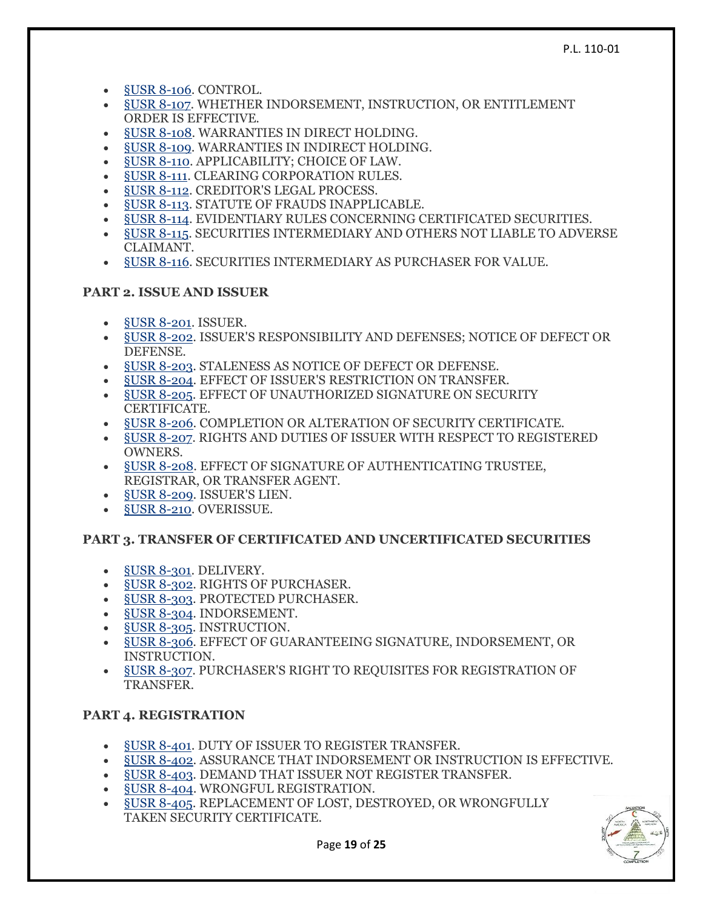- §USR 8-106. CONTROL.
- §USR 8-107. WHETHER INDORSEMENT, INSTRUCTION, OR ENTITLEMENT ORDER IS EFFECTIVE.
- §USR 8-108. WARRANTIES IN DIRECT HOLDING.
- §USR 8-109. WARRANTIES IN INDIRECT HOLDING.
- §USR 8-110. APPLICABILITY; CHOICE OF LAW.
- §USR 8-111. CLEARING CORPORATION RULES.
- §USR 8-112. CREDITOR'S LEGAL PROCESS.
- §USR 8-113. STATUTE OF FRAUDS INAPPLICABLE.
- §USR 8-114. EVIDENTIARY RULES CONCERNING CERTIFICATED SECURITIES.
- §USR 8-115. SECURITIES INTERMEDIARY AND OTHERS NOT LIABLE TO ADVERSE CLAIMANT.
- §USR 8-116. SECURITIES INTERMEDIARY AS PURCHASER FOR VALUE.

### PART 2. ISSUE AND ISSUER

- §USR 8-201. ISSUER.
- §USR 8-202. ISSUER'S RESPONSIBILITY AND DEFENSES; NOTICE OF DEFECT OR DEFENSE.
- §USR 8-203. STALENESS AS NOTICE OF DEFECT OR DEFENSE.
- §USR 8-204. EFFECT OF ISSUER'S RESTRICTION ON TRANSFER.
- §USR 8-205. EFFECT OF UNAUTHORIZED SIGNATURE ON SECURITY CERTIFICATE.
- §USR 8-206. COMPLETION OR ALTERATION OF SECURITY CERTIFICATE.
- §USR 8-207. RIGHTS AND DUTIES OF ISSUER WITH RESPECT TO REGISTERED OWNERS.
- §USR 8-208. EFFECT OF SIGNATURE OF AUTHENTICATING TRUSTEE, REGISTRAR, OR TRANSFER AGENT.
- §USR 8-209. ISSUER'S LIEN.
- §USR 8-210. OVERISSUE.

### PART 3. TRANSFER OF CERTIFICATED AND UNCERTIFICATED SECURITIES

- §USR 8-301. DELIVERY.
- §USR 8-302. RIGHTS OF PURCHASER.
- §USR 8-303. PROTECTED PURCHASER.
- §USR 8-304. INDORSEMENT.
- §USR 8-305. INSTRUCTION.
- §USR 8-306. EFFECT OF GUARANTEEING SIGNATURE, INDORSEMENT, OR INSTRUCTION.
- §USR 8-307. PURCHASER'S RIGHT TO REQUISITES FOR REGISTRATION OF TRANSFER.

### PART 4. REGISTRATION

- §USR 8-401. DUTY OF ISSUER TO REGISTER TRANSFER.
- §USR 8-402. ASSURANCE THAT INDORSEMENT OR INSTRUCTION IS EFFECTIVE.
- §USR 8-403. DEMAND THAT ISSUER NOT REGISTER TRANSFER.
- §USR 8-404. WRONGFUL REGISTRATION.
- §USR 8-405. REPLACEMENT OF LOST, DESTROYED, OR WRONGFULLY TAKEN SECURITY CERTIFICATE.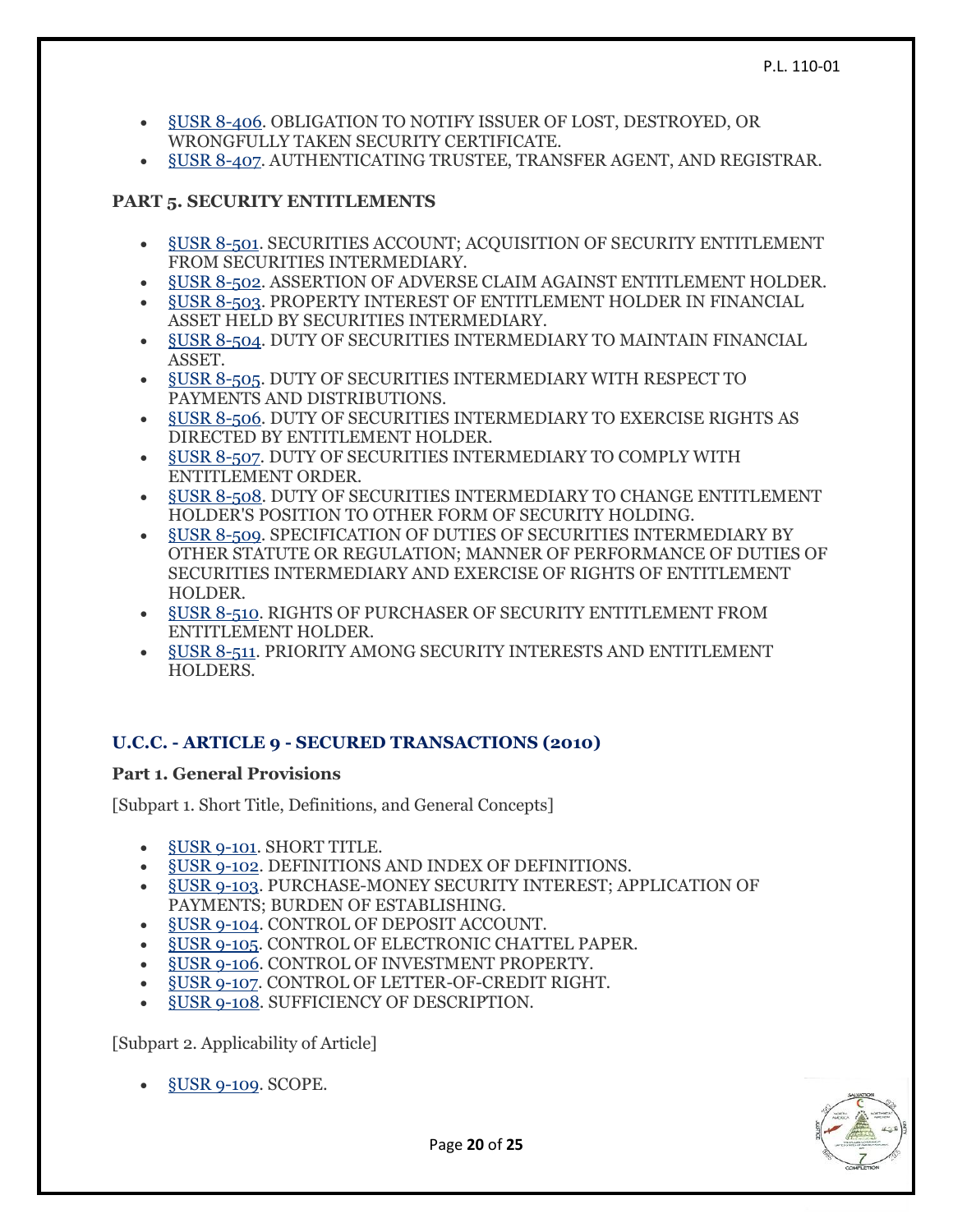- §USR 8-406. OBLIGATION TO NOTIFY ISSUER OF LOST, DESTROYED, OR WRONGFULLY TAKEN SECURITY CERTIFICATE.
- §USR 8-407. AUTHENTICATING TRUSTEE, TRANSFER AGENT, AND REGISTRAR.

### PART 5. SECURITY ENTITLEMENTS

- §USR 8-501. SECURITIES ACCOUNT; ACQUISITION OF SECURITY ENTITLEMENT FROM SECURITIES INTERMEDIARY.
- §USR 8-502. ASSERTION OF ADVERSE CLAIM AGAINST ENTITLEMENT HOLDER.
- §USR 8-503. PROPERTY INTEREST OF ENTITLEMENT HOLDER IN FINANCIAL ASSET HELD BY SECURITIES INTERMEDIARY.
- §USR 8-504. DUTY OF SECURITIES INTERMEDIARY TO MAINTAIN FINANCIAL ASSET.
- §USR 8-505. DUTY OF SECURITIES INTERMEDIARY WITH RESPECT TO PAYMENTS AND DISTRIBUTIONS.
- §USR 8-506. DUTY OF SECURITIES INTERMEDIARY TO EXERCISE RIGHTS AS DIRECTED BY ENTITLEMENT HOLDER.
- §USR 8-507. DUTY OF SECURITIES INTERMEDIARY TO COMPLY WITH ENTITLEMENT ORDER.
- §USR 8-508. DUTY OF SECURITIES INTERMEDIARY TO CHANGE ENTITLEMENT HOLDER'S POSITION TO OTHER FORM OF SECURITY HOLDING.
- §USR 8-509. SPECIFICATION OF DUTIES OF SECURITIES INTERMEDIARY BY OTHER STATUTE OR REGULATION; MANNER OF PERFORMANCE OF DUTIES OF SECURITIES INTERMEDIARY AND EXERCISE OF RIGHTS OF ENTITLEMENT HOLDER.
- §USR 8-510. RIGHTS OF PURCHASER OF SECURITY ENTITLEMENT FROM ENTITLEMENT HOLDER.
- §USR 8-511. PRIORITY AMONG SECURITY INTERESTS AND ENTITLEMENT HOLDERS.

## U.C.C. - ARTICLE 9 - SECURED TRANSACTIONS (2010)

### Part 1. General Provisions

[Subpart 1. Short Title, Definitions, and General Concepts]

- §USR 9-101. SHORT TITLE.
- §USR 9-102. DEFINITIONS AND INDEX OF DEFINITIONS.
- §USR 9-103. PURCHASE-MONEY SECURITY INTEREST; APPLICATION OF PAYMENTS; BURDEN OF ESTABLISHING.
- §USR 9-104. CONTROL OF DEPOSIT ACCOUNT.
- §USR 9-105. CONTROL OF ELECTRONIC CHATTEL PAPER.
- §USR 9-106. CONTROL OF INVESTMENT PROPERTY.
- §USR 9-107. CONTROL OF LETTER-OF-CREDIT RIGHT.
- §USR 9-108. SUFFICIENCY OF DESCRIPTION.

[Subpart 2. Applicability of Article]

- §USR 9-109. SCOPE.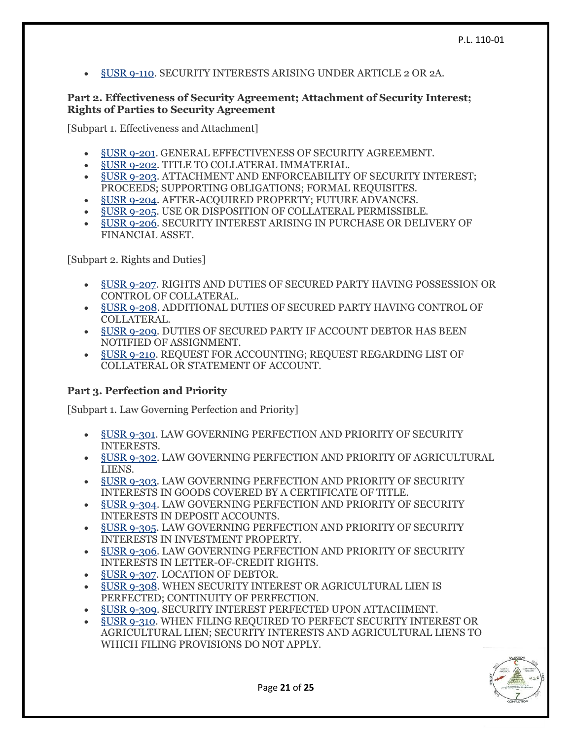- §USR 9-110. SECURITY INTERESTS ARISING UNDER ARTICLE 2 OR 2A.

**Part 2. Effectiveness of Security Agreement; Attachment of Security Interest; Rights of Parties to Security Agreement**

[Subpart 1. Effectiveness and Attachment]

- §USR 9-201. GENERAL EFFECTIVENESS OF SECURITY AGREEMENT.
- §USR 9-202. TITLE TO COLLATERAL IMMATERIAL.
- §USR 9-203. ATTACHMENT AND ENFORCEABILITY OF SECURITY INTEREST; PROCEEDS; SUPPORTING OBLIGATIONS; FORMAL REQUISITES.
- §USR 9-204. AFTER-ACQUIRED PROPERTY; FUTURE ADVANCES.
- §USR 9-205. USE OR DISPOSITION OF COLLATERAL PERMISSIBLE.
- §USR 9-206. SECURITY INTEREST ARISING IN PURCHASE OR DELIVERY OF FINANCIAL ASSET.

[Subpart 2. Rights and Duties]

- §USR 9-207. RIGHTS AND DUTIES OF SECURED PARTY HAVING POSSESSION OR CONTROL OF COLLATERAL.
- §USR 9-208. ADDITIONAL DUTIES OF SECURED PARTY HAVING CONTROL OF COLLATERAL.
- §USR 9-209. DUTIES OF SECURED PARTY IF ACCOUNT DEBTOR HAS BEEN NOTIFIED OF ASSIGNMENT.
- §USR 9-210. REQUEST FOR ACCOUNTING; REQUEST REGARDING LIST OF COLLATERAL OR STATEMENT OF ACCOUNT.

**Part 3. Perfection and Priority**

[Subpart 1. Law Governing Perfection and Priority]

- §USR 9-301. LAW GOVERNING PERFECTION AND PRIORITY OF SECURITY INTERESTS.
- §USR 9-302. LAW GOVERNING PERFECTION AND PRIORITY OF AGRICULTURAL LIENS.
- §USR 9-303. LAW GOVERNING PERFECTION AND PRIORITY OF SECURITY INTERESTS IN GOODS COVERED BY A CERTIFICATE OF TITLE.
- §USR 9-304. LAW GOVERNING PERFECTION AND PRIORITY OF SECURITY INTERESTS IN DEPOSIT ACCOUNTS.
- §USR 9-305. LAW GOVERNING PERFECTION AND PRIORITY OF SECURITY INTERESTS IN INVESTMENT PROPERTY.
- §USR 9-306. LAW GOVERNING PERFECTION AND PRIORITY OF SECURITY INTERESTS IN LETTER-OF-CREDIT RIGHTS.
- §USR 9-307. LOCATION OF DEBTOR.
- §USR 9-308. WHEN SECURITY INTEREST OR AGRICULTURAL LIEN IS PERFECTED; CONTINUITY OF PERFECTION.
- §USR 9-309. SECURITY INTEREST PERFECTED UPON ATTACHMENT.
- §USR 9-310. WHEN FILING REQUIRED TO PERFECT SECURITY INTEREST OR AGRICULTURAL LIEN; SECURITY INTERESTS AND AGRICULTURAL LIENS TO WHICH FILING PROVISIONS DO NOT APPLY.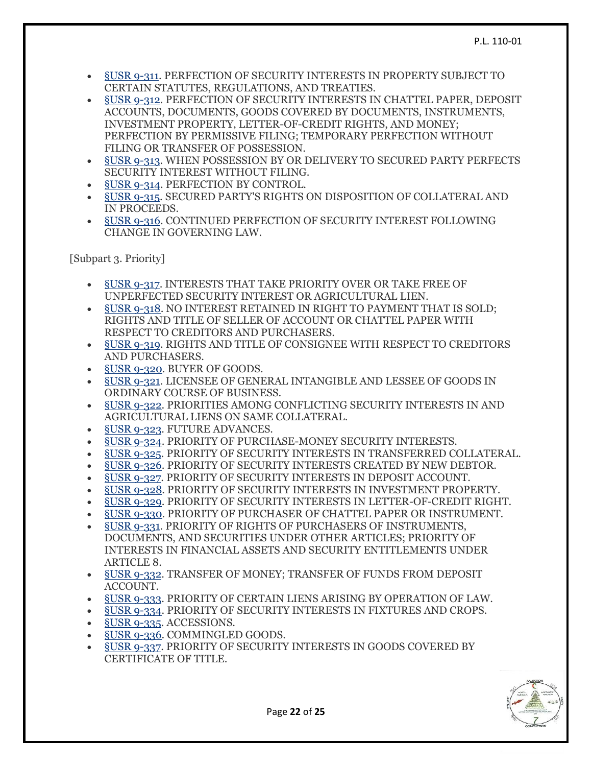- §USR 9-311. PERFECTION OF SECURITY INTERESTS IN PROPERTY SUBJECT TO CERTAIN STATUTES, REGULATIONS, AND TREATIES.
- §USR 9-312. PERFECTION OF SECURITY INTERESTS IN CHATTEL PAPER, DEPOSIT ACCOUNTS, DOCUMENTS, GOODS COVERED BY DOCUMENTS, INSTRUMENTS, INVESTMENT PROPERTY, LETTER-OF-CREDIT RIGHTS, AND MONEY; PERFECTION BY PERMISSIVE FILING; TEMPORARY PERFECTION WITHOUT FILING OR TRANSFER OF POSSESSION.
- §USR 9-313. WHEN POSSESSION BY OR DELIVERY TO SECURED PARTY PERFECTS SECURITY INTEREST WITHOUT FILING.
- §USR 9-314. PERFECTION BY CONTROL.
- §USR 9-315. SECURED PARTY'S RIGHTS ON DISPOSITION OF COLLATERAL AND IN PROCEEDS.
- §USR 9-316. CONTINUED PERFECTION OF SECURITY INTEREST FOLLOWING CHANGE IN GOVERNING LAW.

[Subpart 3. Priority]

- §USR 9-317. INTERESTS THAT TAKE PRIORITY OVER OR TAKE FREE OF UNPERFECTED SECURITY INTEREST OR AGRICULTURAL LIEN.
- §USR 9-318. NO INTEREST RETAINED IN RIGHT TO PAYMENT THAT IS SOLD; RIGHTS AND TITLE OF SELLER OF ACCOUNT OR CHATTEL PAPER WITH RESPECT TO CREDITORS AND PURCHASERS.
- §USR 9-319. RIGHTS AND TITLE OF CONSIGNEE WITH RESPECT TO CREDITORS AND PURCHASERS.
- §USR 9-320. BUYER OF GOODS.
- §USR 9-321. LICENSEE OF GENERAL INTANGIBLE AND LESSEE OF GOODS IN ORDINARY COURSE OF BUSINESS.
- §USR 9-322. PRIORITIES AMONG CONFLICTING SECURITY INTERESTS IN AND AGRICULTURAL LIENS ON SAME COLLATERAL.
- §USR 9-323. FUTURE ADVANCES.
- §USR 9-324. PRIORITY OF PURCHASE-MONEY SECURITY INTERESTS.
- §USR 9-325. PRIORITY OF SECURITY INTERESTS IN TRANSFERRED COLLATERAL.
- §USR 9-326. PRIORITY OF SECURITY INTERESTS CREATED BY NEW DEBTOR.
- §USR 9-327. PRIORITY OF SECURITY INTERESTS IN DEPOSIT ACCOUNT.
- §USR 9-328. PRIORITY OF SECURITY INTERESTS IN INVESTMENT PROPERTY.
- §USR 9-329. PRIORITY OF SECURITY INTERESTS IN LETTER-OF-CREDIT RIGHT.
- §USR 9-330. PRIORITY OF PURCHASER OF CHATTEL PAPER OR INSTRUMENT.
- §USR 9-331. PRIORITY OF RIGHTS OF PURCHASERS OF INSTRUMENTS, DOCUMENTS, AND SECURITIES UNDER OTHER ARTICLES; PRIORITY OF INTERESTS IN FINANCIAL ASSETS AND SECURITY ENTITLEMENTS UNDER ARTICLE 8.
- §USR 9-332. TRANSFER OF MONEY; TRANSFER OF FUNDS FROM DEPOSIT ACCOUNT.
- §USR 9-333. PRIORITY OF CERTAIN LIENS ARISING BY OPERATION OF LAW.
- §USR 9-334. PRIORITY OF SECURITY INTERESTS IN FIXTURES AND CROPS.
- §USR 9-335. ACCESSIONS.
- §USR 9-336. COMMINGLED GOODS.
- §USR 9-337. PRIORITY OF SECURITY INTERESTS IN GOODS COVERED BY CERTIFICATE OF TITLE.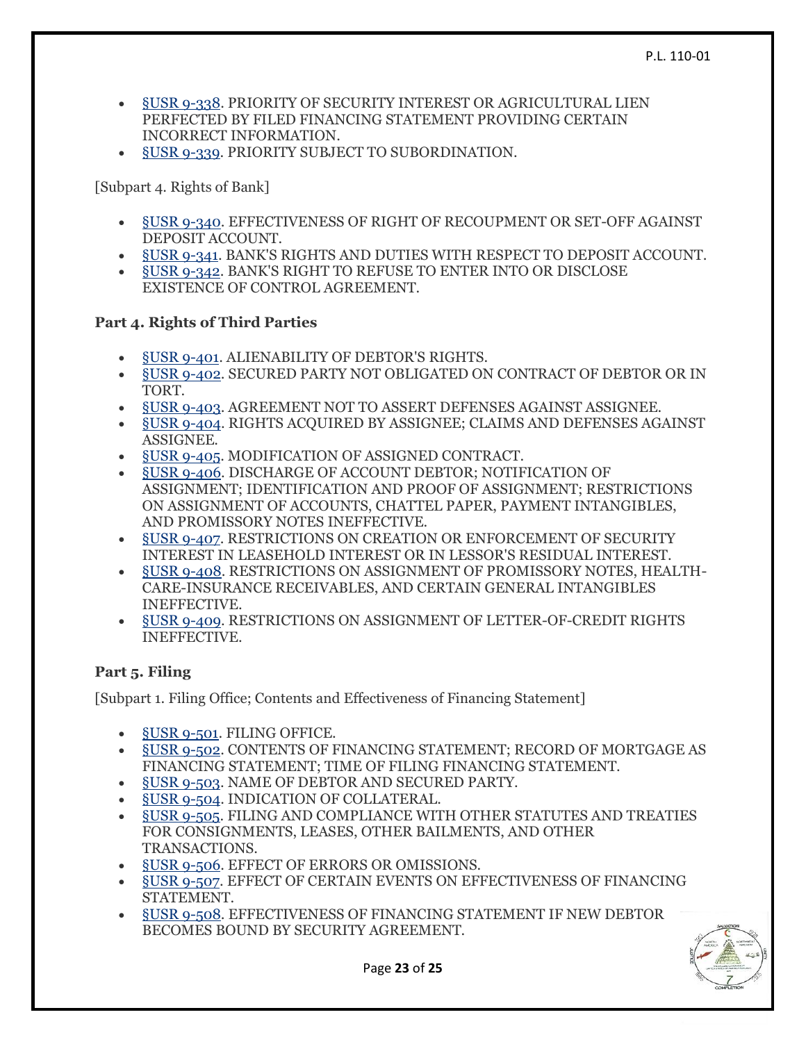- §USR 9-338. PRIORITY OF SECURITY INTEREST OR AGRICULTURAL LIEN PERFECTED BY FILED FINANCING STATEMENT PROVIDING CERTAIN INCORRECT INFORMATION.
- §USR 9-339. PRIORITY SUBJECT TO SUBORDINATION.

[Subpart 4. Rights of Bank]

- §USR 9-340. EFFECTIVENESS OF RIGHT OF RECOUPMENT OR SET-OFF AGAINST DEPOSIT ACCOUNT.
- §USR 9-341. BANK'S RIGHTS AND DUTIES WITH RESPECT TO DEPOSIT ACCOUNT.
- §USR 9-342. BANK'S RIGHT TO REFUSE TO ENTER INTO OR DISCLOSE EXISTENCE OF CONTROL AGREEMENT.

**Part 4. Rights of Third Parties**

- §USR 9-401. ALIENABILITY OF DEBTOR'S RIGHTS.
- §USR 9-402. SECURED PARTY NOT OBLIGATED ON CONTRACT OF DEBTOR OR IN TORT.
- §USR 9-403. AGREEMENT NOT TO ASSERT DEFENSES AGAINST ASSIGNEE.
- §USR 9-404. RIGHTS ACQUIRED BY ASSIGNEE; CLAIMS AND DEFENSES AGAINST ASSIGNEE.
- §USR 9-405. MODIFICATION OF ASSIGNED CONTRACT.
- §USR 9-406. DISCHARGE OF ACCOUNT DEBTOR; NOTIFICATION OF ASSIGNMENT; IDENTIFICATION AND PROOF OF ASSIGNMENT; RESTRICTIONS ON ASSIGNMENT OF ACCOUNTS, CHATTEL PAPER, PAYMENT INTANGIBLES, AND PROMISSORY NOTES INEFFECTIVE.
- §USR 9-407. RESTRICTIONS ON CREATION OR ENFORCEMENT OF SECURITY INTEREST IN LEASEHOLD INTEREST OR IN LESSOR'S RESIDUAL INTEREST.
- §USR 9-408. RESTRICTIONS ON ASSIGNMENT OF PROMISSORY NOTES, HEALTH-CARE-INSURANCE RECEIVABLES, AND CERTAIN GENERAL INTANGIBLES INEFFECTIVE.
- §USR 9-409. RESTRICTIONS ON ASSIGNMENT OF LETTER-OF-CREDIT RIGHTS INEFFECTIVE.

**Part 5. Filing**

[Subpart 1. Filing Office; Contents and Effectiveness of Financing Statement]

- §USR 9-501. FILING OFFICE.
- §USR 9-502. CONTENTS OF FINANCING STATEMENT; RECORD OF MORTGAGE AS FINANCING STATEMENT; TIME OF FILING FINANCING STATEMENT.
- §USR 9-503. NAME OF DEBTOR AND SECURED PARTY.
- §USR 9-504. INDICATION OF COLLATERAL.
- §USR 9-505. FILING AND COMPLIANCE WITH OTHER STATUTES AND TREATIES FOR CONSIGNMENTS, LEASES, OTHER BAILMENTS, AND OTHER TRANSACTIONS.
- §USR 9-506. EFFECT OF ERRORS OR OMISSIONS.
- §USR 9-507. EFFECT OF CERTAIN EVENTS ON EFFECTIVENESS OF FINANCING STATEMENT.
- §USR 9-508. EFFECTIVENESS OF FINANCING STATEMENT IF NEW DEBTOR BECOMES BOUND BY SECURITY AGREEMENT.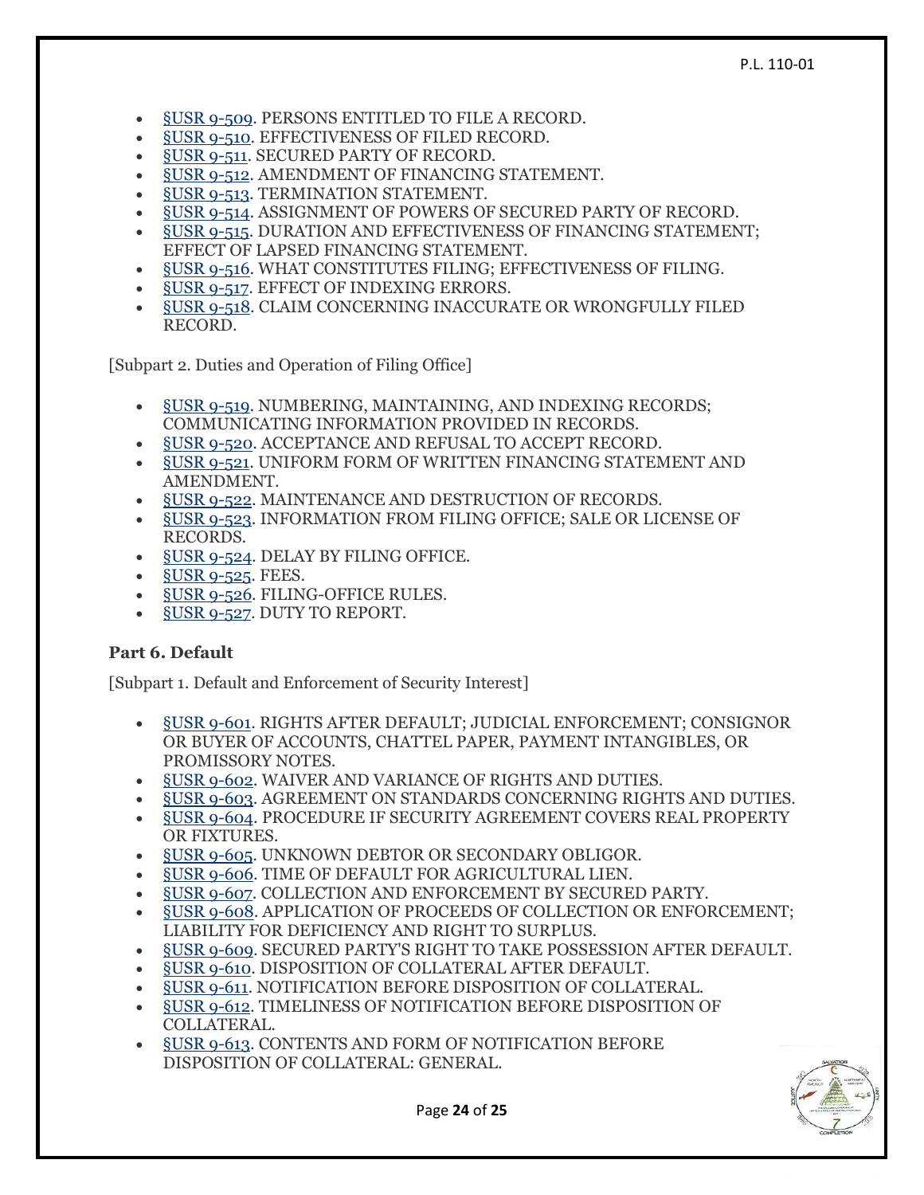- §USR 9-509. PERSONS ENTITLED TO FILE A RECORD.
- §USR 9-510. EFFECTIVENESS OF FILED RECORD.
- §USR 9-511. SECURED PARTY OF RECORD.
- §USR 9-512. AMENDMENT OF FINANCING STATEMENT.
- §USR 9-513. TERMINATION STATEMENT.
- §USR 9-514. ASSIGNMENT OF POWERS OF SECURED PARTY OF RECORD.
- §USR 9-515. DURATION AND EFFECTIVENESS OF FINANCING STATEMENT; EFFECT OF LAPSED FINANCING STATEMENT.
- §USR 9-516. WHAT CONSTITUTES FILING; EFFECTIVENESS OF FILING.
- §USR 9-517. EFFECT OF INDEXING ERRORS.
- §USR 9-518. CLAIM CONCERNING INACCURATE OR WRONGFULLY FILED RECORD.

[Subpart 2. Duties and Operation of Filing Office]

- §USR 9-519. NUMBERING, MAINTAINING, AND INDEXING RECORDS; COMMUNICATING INFORMATION PROVIDED IN RECORDS.
- §USR 9-520. ACCEPTANCE AND REFUSAL TO ACCEPT RECORD.
- §USR 9-521. UNIFORM FORM OF WRITTEN FINANCING STATEMENT AND AMENDMENT.
- §USR 9-522. MAINTENANCE AND DESTRUCTION OF RECORDS.
- §USR 9-523. INFORMATION FROM FILING OFFICE; SALE OR LICENSE OF RECORDS.
- §USR 9-524. DELAY BY FILING OFFICE.
- §USR 9-525. FEES.
- §USR 9-526. FILING-OFFICE RULES.
- §USR 9-527. DUTY TO REPORT.

**Part 6. Default**

[Subpart 1. Default and Enforcement of Security Interest]

- §USR 9-601. RIGHTS AFTER DEFAULT; JUDICIAL ENFORCEMENT; CONSIGNOR OR BUYER OF ACCOUNTS, CHATTEL PAPER, PAYMENT INTANGIBLES, OR PROMISSORY NOTES.
- §USR 9-602. WAIVER AND VARIANCE OF RIGHTS AND DUTIES.
- §USR 9-603. AGREEMENT ON STANDARDS CONCERNING RIGHTS AND DUTIES.
- §USR 9-604. PROCEDURE IF SECURITY AGREEMENT COVERS REAL PROPERTY OR FIXTURES.
- §USR 9-605. UNKNOWN DEBTOR OR SECONDARY OBLIGOR.
- §USR 9-606. TIME OF DEFAULT FOR AGRICULTURAL LIEN.
- §USR 9-607. COLLECTION AND ENFORCEMENT BY SECURED PARTY.
- §USR 9-608. APPLICATION OF PROCEEDS OF COLLECTION OR ENFORCEMENT; LIABILITY FOR DEFICIENCY AND RIGHT TO SURPLUS.
- §USR 9-609. SECURED PARTY'S RIGHT TO TAKE POSSESSION AFTER DEFAULT.
- §USR 9-610. DISPOSITION OF COLLATERAL AFTER DEFAULT.
- §USR 9-611. NOTIFICATION BEFORE DISPOSITION OF COLLATERAL.
- §USR 9-612. TIMELINESS OF NOTIFICATION BEFORE DISPOSITION OF COLLATERAL.
- §USR 9-613. CONTENTS AND FORM OF NOTIFICATION BEFORE DISPOSITION OF COLLATERAL: GENERAL.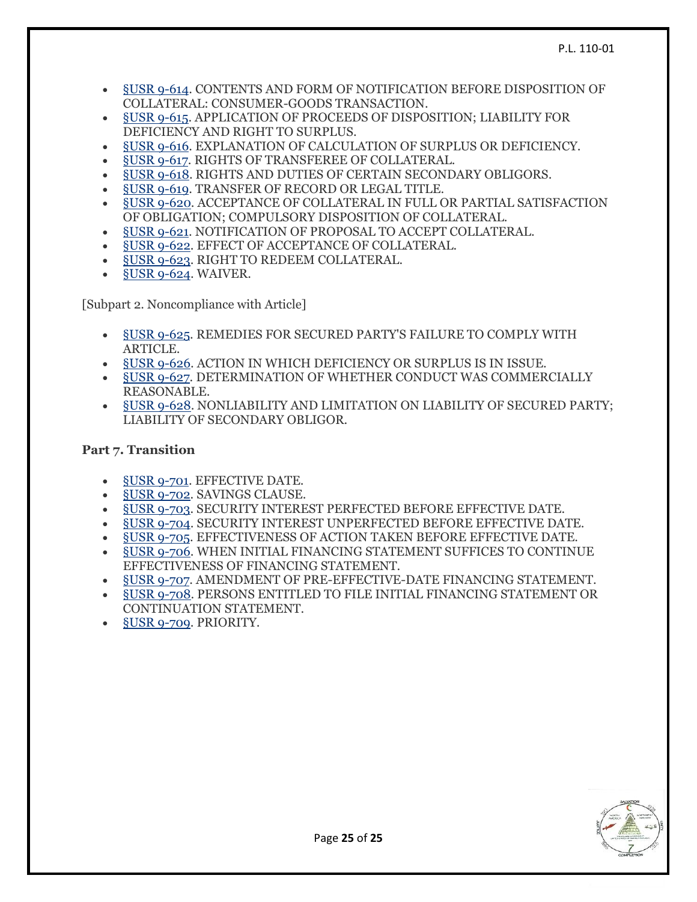- §USR 9-614. CONTENTS AND FORM OF NOTIFICATION BEFORE DISPOSITION OF COLLATERAL: CONSUMER-GOODS TRANSACTION.
- §USR 9-615. APPLICATION OF PROCEEDS OF DISPOSITION; LIABILITY FOR DEFICIENCY AND RIGHT TO SURPLUS.
- §USR 9-616. EXPLANATION OF CALCULATION OF SURPLUS OR DEFICIENCY.
- §USR 9-617. RIGHTS OF TRANSFEREE OF COLLATERAL.
- §USR 9-618. RIGHTS AND DUTIES OF CERTAIN SECONDARY OBLIGORS.
- §USR 9-619. TRANSFER OF RECORD OR LEGAL TITLE.
- §USR 9-620. ACCEPTANCE OF COLLATERAL IN FULL OR PARTIAL SATISFACTION OF OBLIGATION; COMPULSORY DISPOSITION OF COLLATERAL.
- §USR 9-621. NOTIFICATION OF PROPOSAL TO ACCEPT COLLATERAL.
- §USR 9-622. EFFECT OF ACCEPTANCE OF COLLATERAL.
- §USR 9-623. RIGHT TO REDEEM COLLATERAL.
- §USR 9-624. WAIVER.

[Subpart 2. Noncompliance with Article]

- §USR 9-625. REMEDIES FOR SECURED PARTY'S FAILURE TO COMPLY WITH ARTICLE.
- §USR 9-626. ACTION IN WHICH DEFICIENCY OR SURPLUS IS IN ISSUE.
- §USR 9-627. DETERMINATION OF WHETHER CONDUCT WAS COMMERCIALLY REASONABLE.
- §USR 9-628. NONLIABILITY AND LIMITATION ON LIABILITY OF SECURED PARTY; LIABILITY OF SECONDARY OBLIGOR.

**Part 7. Transition**

- §USR 9-701. EFFECTIVE DATE.
- §USR 9-702. SAVINGS CLAUSE.
- §USR 9-703. SECURITY INTEREST PERFECTED BEFORE EFFECTIVE DATE.
- §USR 9-704. SECURITY INTEREST UNPERFECTED BEFORE EFFECTIVE DATE.
- §USR 9-705. EFFECTIVENESS OF ACTION TAKEN BEFORE EFFECTIVE DATE.
- §USR 9-706. WHEN INITIAL FINANCING STATEMENT SUFFICES TO CONTINUE EFFECTIVENESS OF FINANCING STATEMENT.
- §USR 9-707. AMENDMENT OF PRE-EFFECTIVE-DATE FINANCING STATEMENT.
- §USR 9-708. PERSONS ENTITLED TO FILE INITIAL FINANCING STATEMENT OR CONTINUATION STATEMENT.
- §USR 9-709. PRIORITY.